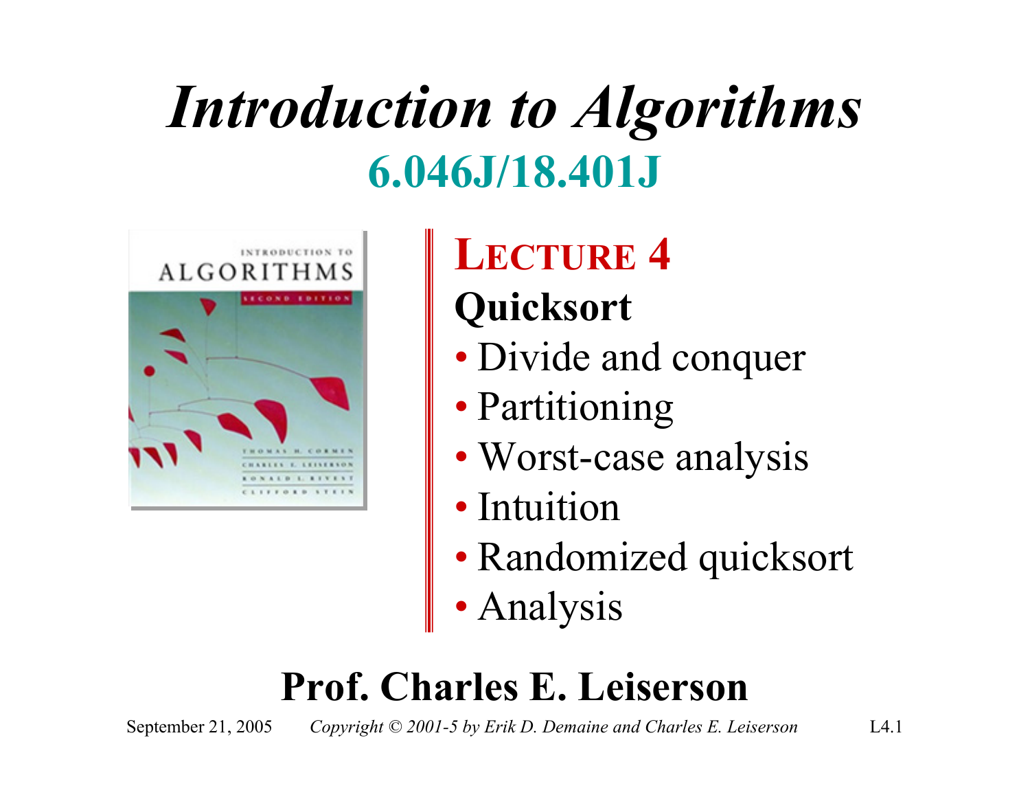# *Introduction to Algorithms*

## 6.046J/18.401J

## LECTURE 4

**Quicksort**

- Divide and conquer
- Partitioning
- Worst-case analysis
- Intuition
- Randomized quicksort
- Analysis

**Prof. Charles E. Leiserson**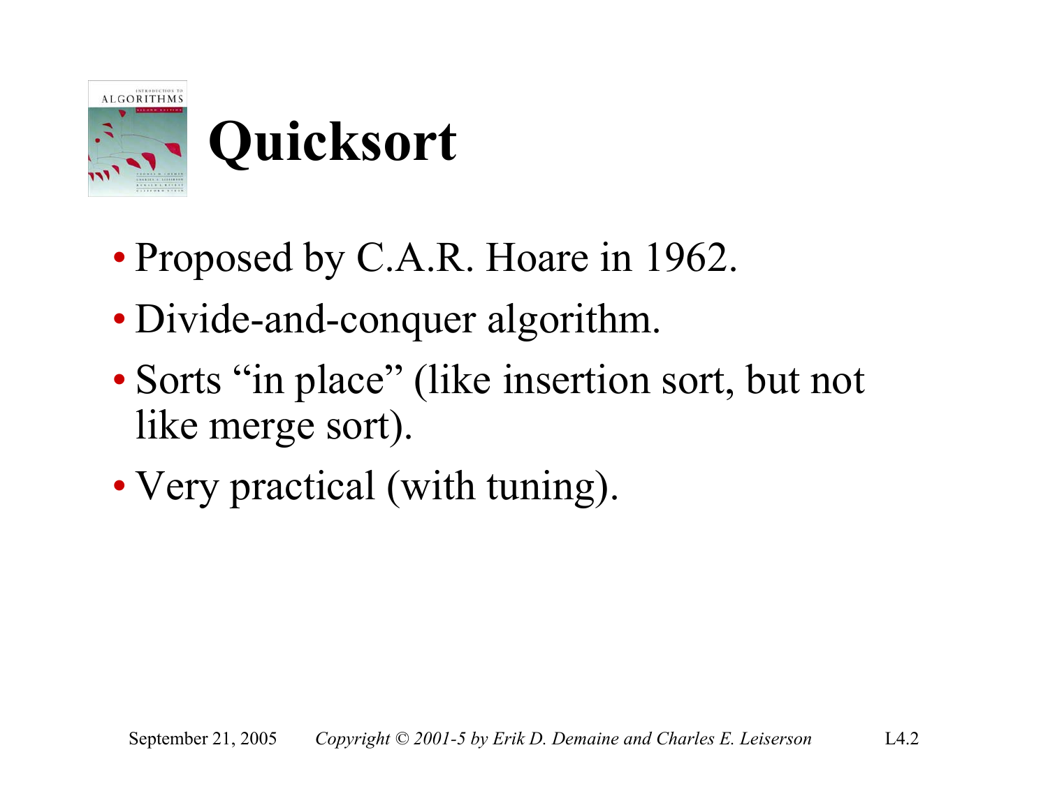# Quicksort

- Proposed by C.A.R. Hoare in 1962.
- Divide-and-conquer algorithm.
- Sorts "in place" (like insertion sort, but not like merge sort).
- Very practical (with tuning).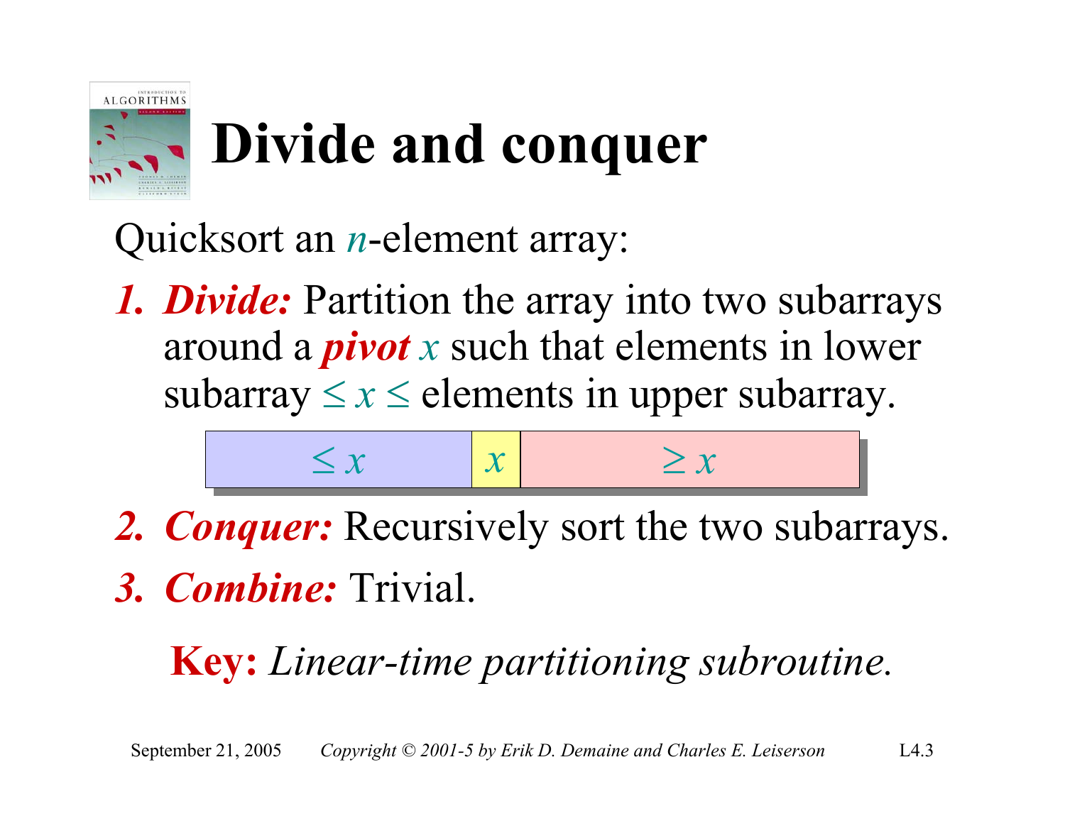# Divide and conquer

Quicksort an $n$-element array:

1. ***Divide:*** Partition the array into two subarrays around a ***pivot*** $x$ such that elements in lower subarray $\leq x \leq$ elements in upper subarray.

| $\leq x$ | $x$ | $\geq x$ |
|---|---|---|

2. ***Conquer:*** Recursively sort the two subarrays.
3. ***Combine:*** Trivial.

**Key:** *Linear-time partitioning subroutine.*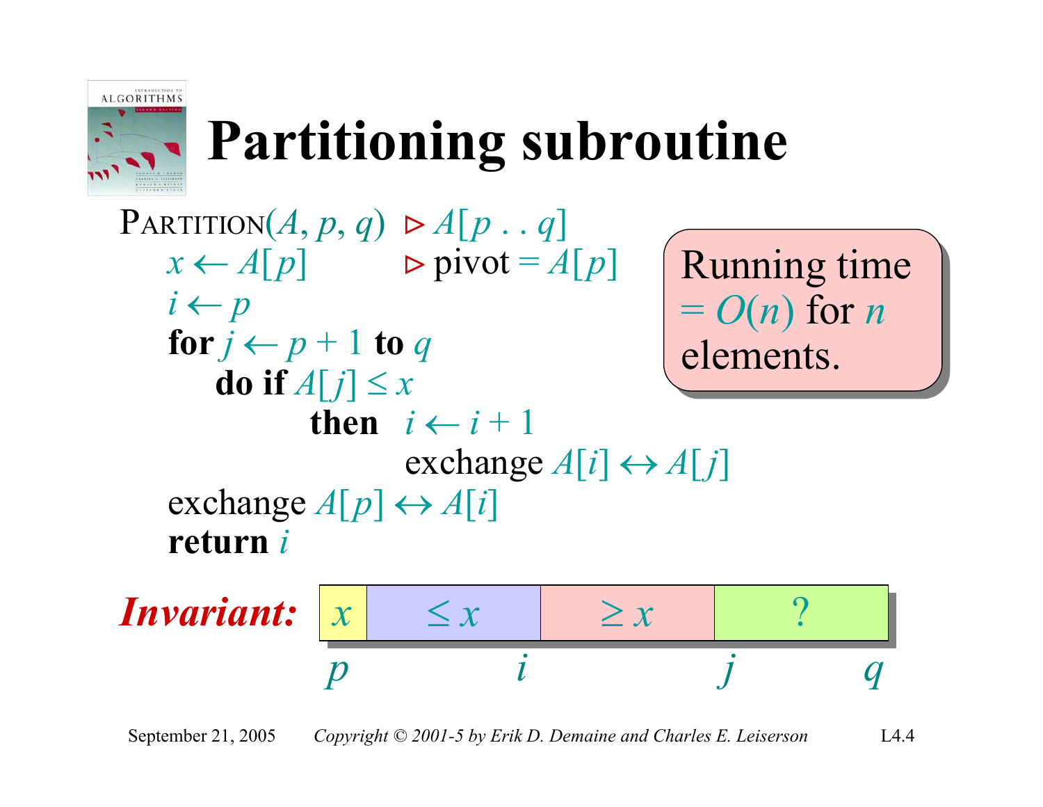# Partitioning subroutine

```
PARTITION(A, p, q)   ▷ A[p . . q]
    x ← A[p]          ▷ pivot = A[p]
    i ← p
    for j ← p + 1 to q
        do if A[j] ≤ x
              then  i ← i + 1
                    exchange A[i] ↔ A[j]
    exchange A[p] ↔ A[i]
    return i
```

Running time $= O(n)$ for $n$ elements.

***Invariant:***

| $x$ | $\leq x$ | $\geq x$ | ? |
|---|---|---|---|

$p$ ... $i$ ... $j$ ... $q$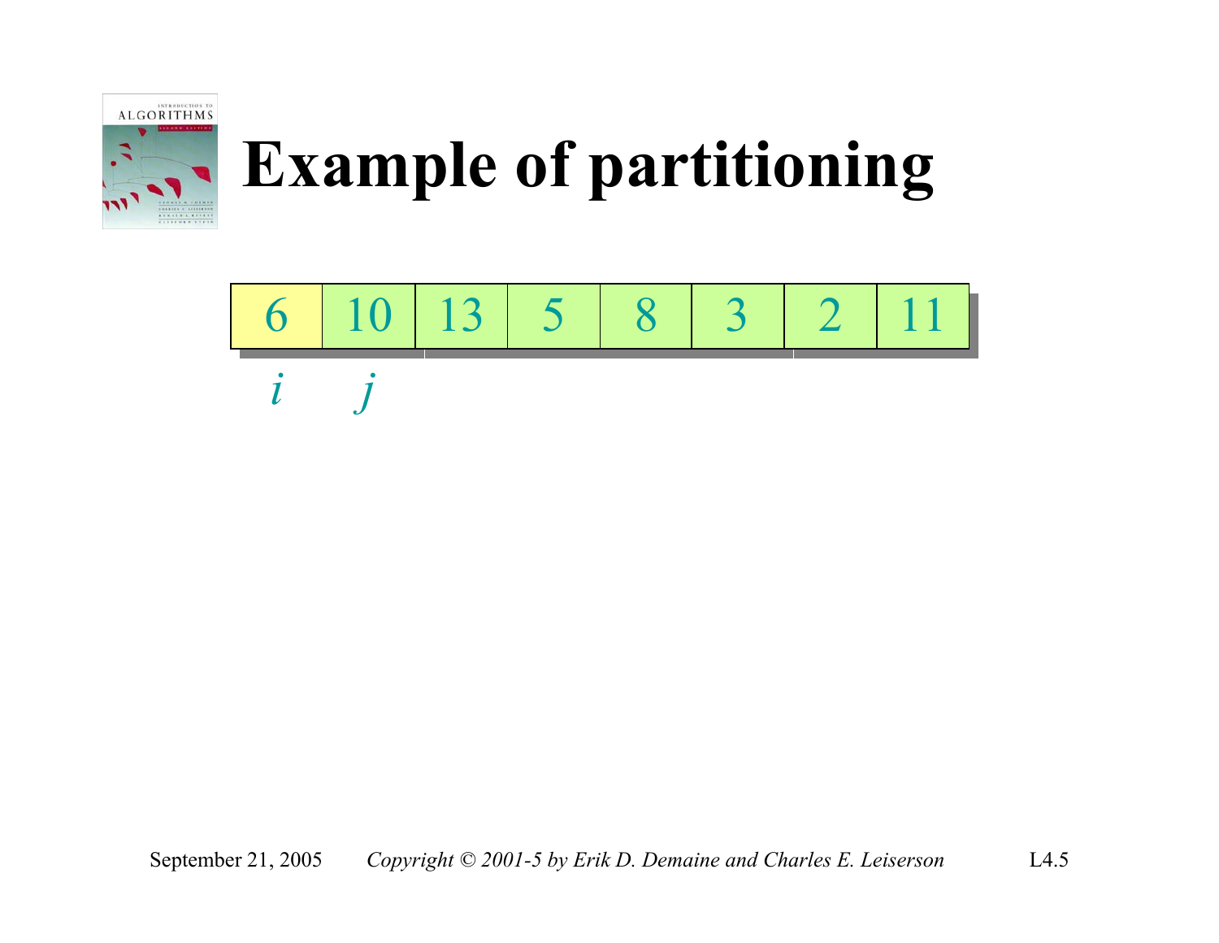# Example of partitioning

| 6 | 10 | 13 | 5 | 8 | 3 | 2 | 11 |
|---|---|---|---|---|---|---|---|
| $i$ | $j$ | | | | | | |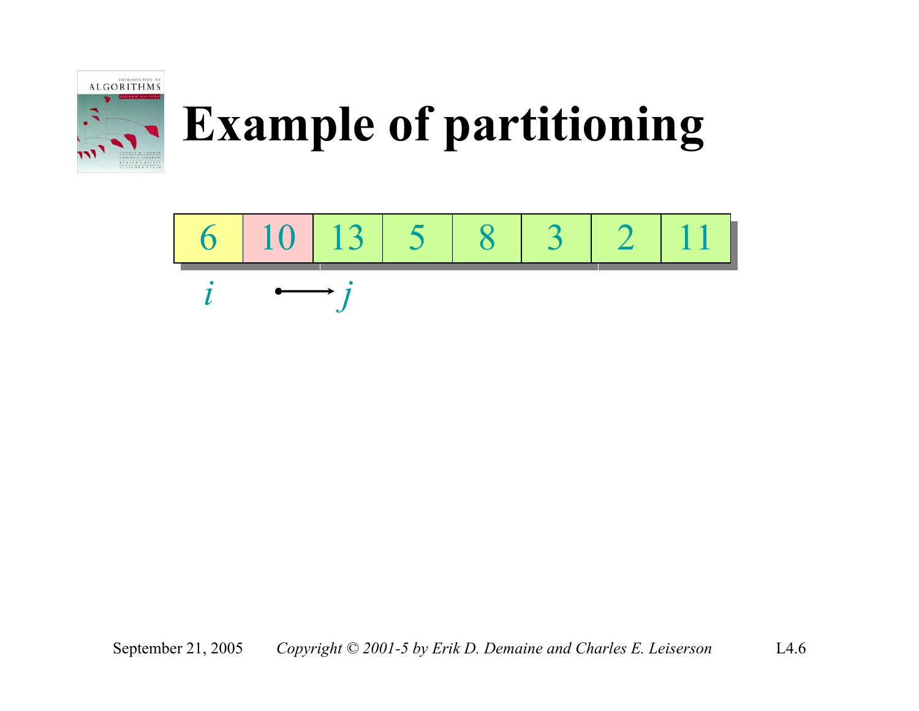# Example of partitioning

| 6 | 10 | 13 | 5 | 8 | 3 | 2 | 11 |
|---|---|---|---|---|---|---|---|
| $i$ | → | $j$ | | | | | |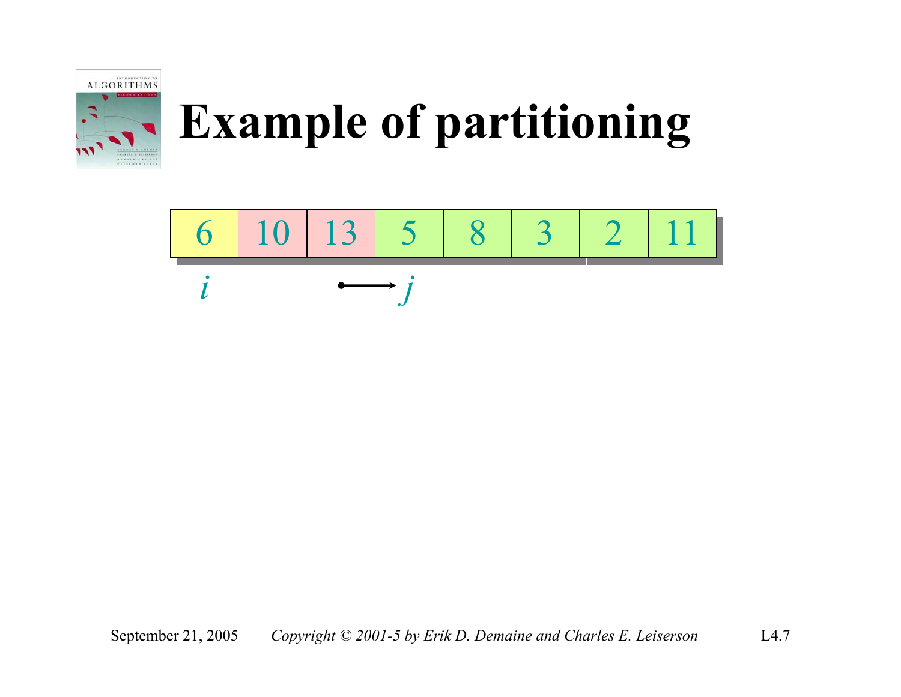# Example of partitioning

| 6 | 10 | 13 | 5 | 8 | 3 | 2 | 11 |
|---|---|---|---|---|---|---|---|
| $i$ | | | $j$ | | | | |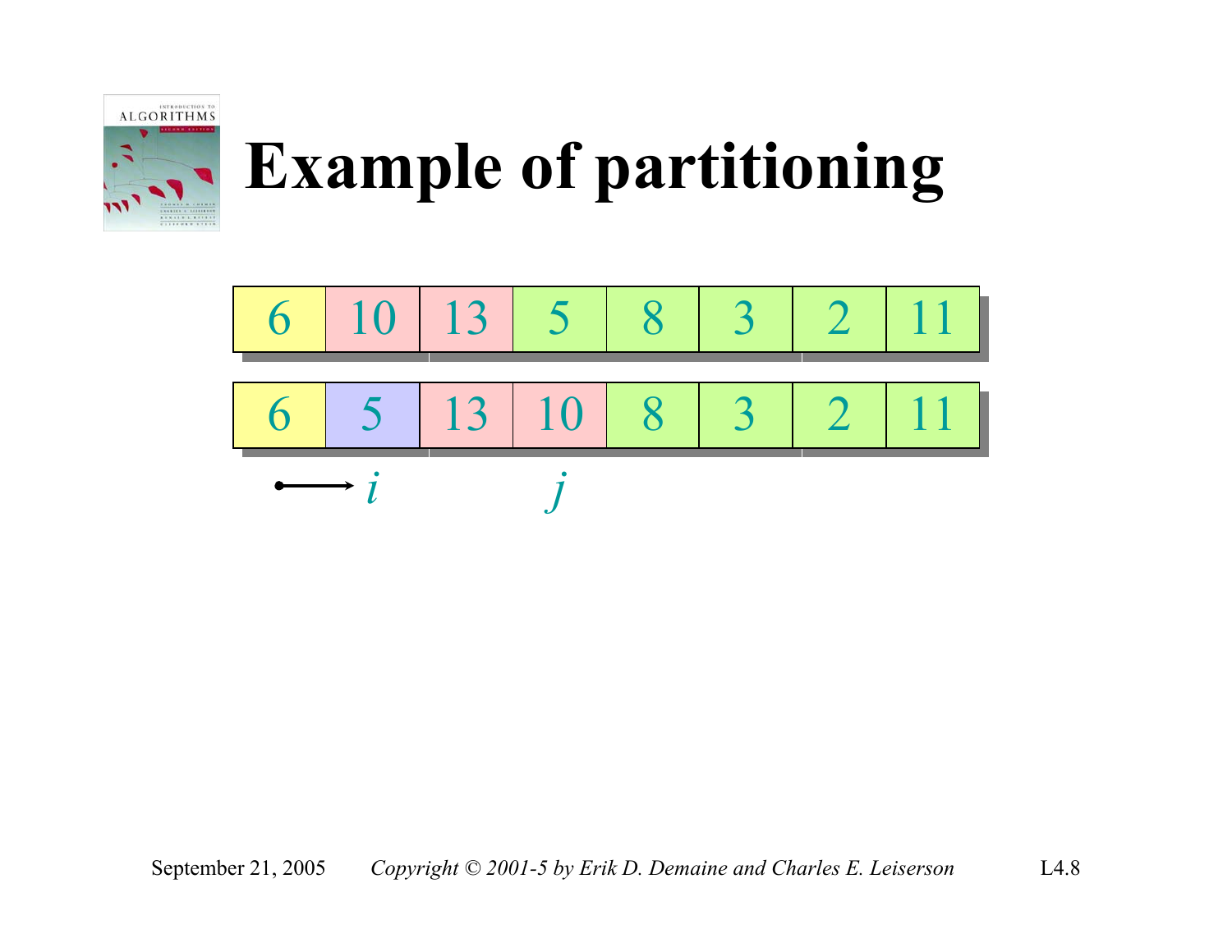# Example of partitioning

| 6 | 10 | 13 | 5 | 8 | 3 | 2 | 11 |
|---|---|---|---|---|---|---|---|

| 6 | 5 | 13 | 10 | 8 | 3 | 2 | 11 |
|---|---|---|---|---|---|---|---|
| → | $i$ | | $j$ | | | | |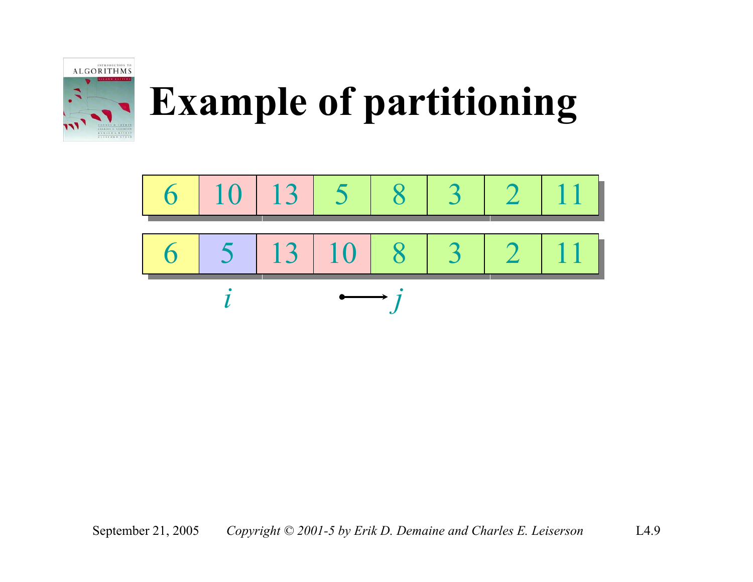# Example of partitioning

| 6 | 10 | 13 | 5 | 8 | 3 | 2 | 11 |
|---|---|---|---|---|---|---|---|

| 6 | 5 | 13 | 10 | 8 | 3 | 2 | 11 |
|---|---|---|---|---|---|---|---|
| | $i$ | | | $j$ | | | |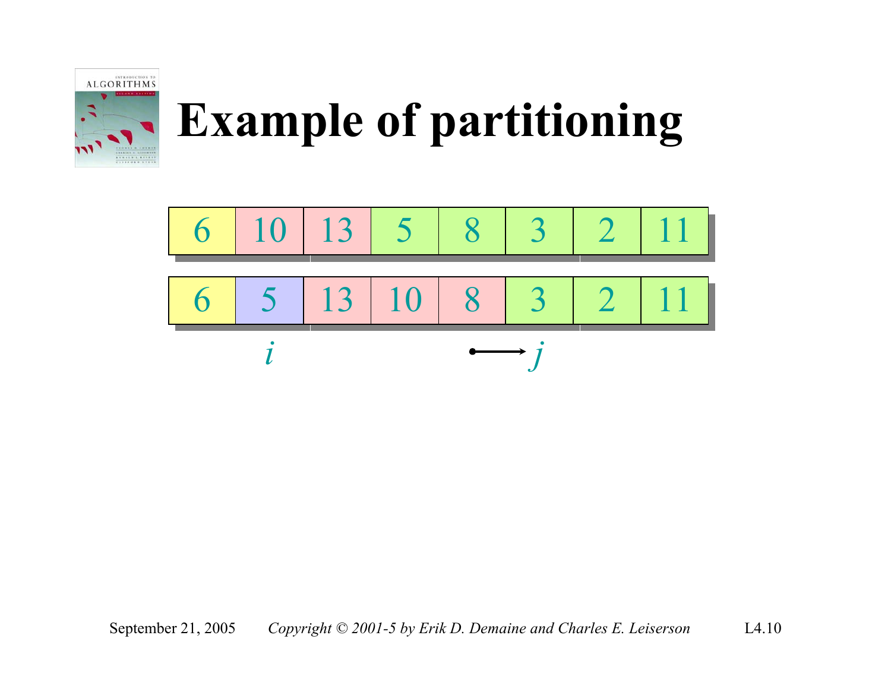# Example of partitioning

| 6 | 10 | 13 | 5 | 8 | 3 | 2 | 11 |
|---|---|---|---|---|---|---|---|

| 6 | 5 | 13 | 10 | 8 | 3 | 2 | 11 |
|---|---|---|---|---|---|---|---|
|   | $i$ |   |   |   | → $j$ |   |   |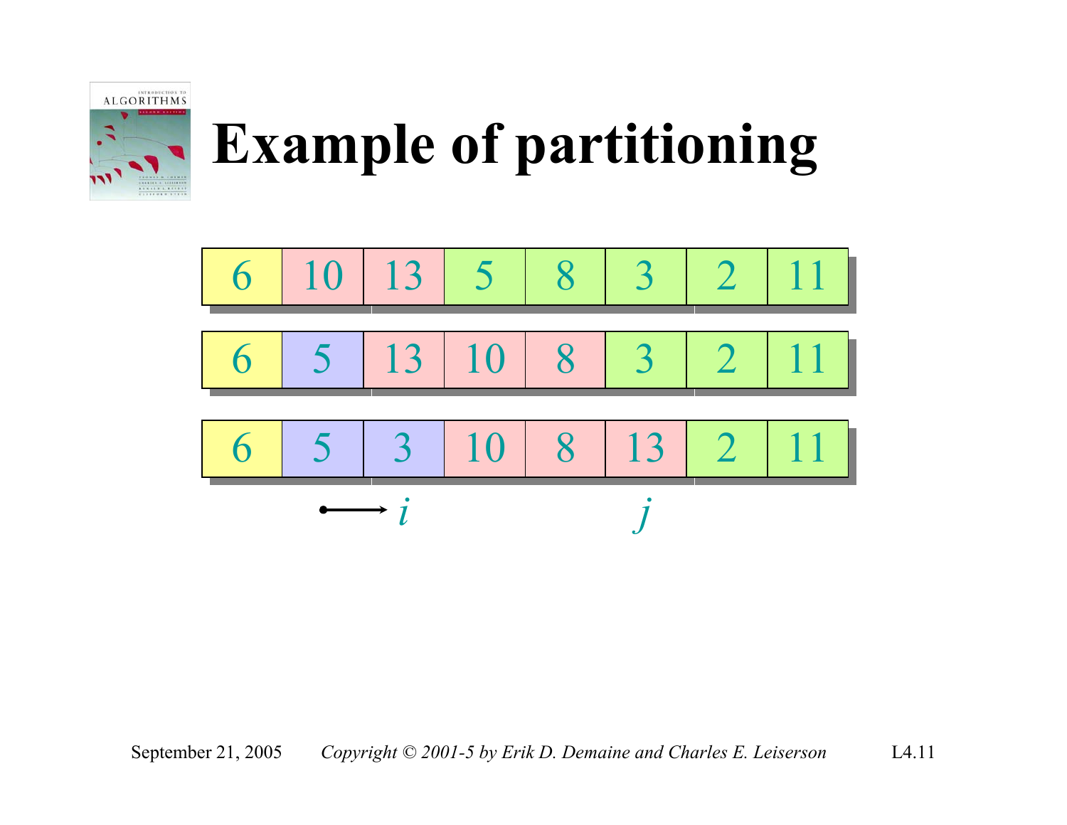# Example of partitioning

| 6 | 10 | 13 | 5 | 8 | 3 | 2 | 11 |
|---|---|---|---|---|---|---|---|

| 6 | 5 | 13 | 10 | 8 | 3 | 2 | 11 |
|---|---|---|---|---|---|---|---|

| 6 | 5 | 3 | 10 | 8 | 13 | 2 | 11 |
|---|---|---|---|---|---|---|---|
| | → $i$ | | | | $j$ | | |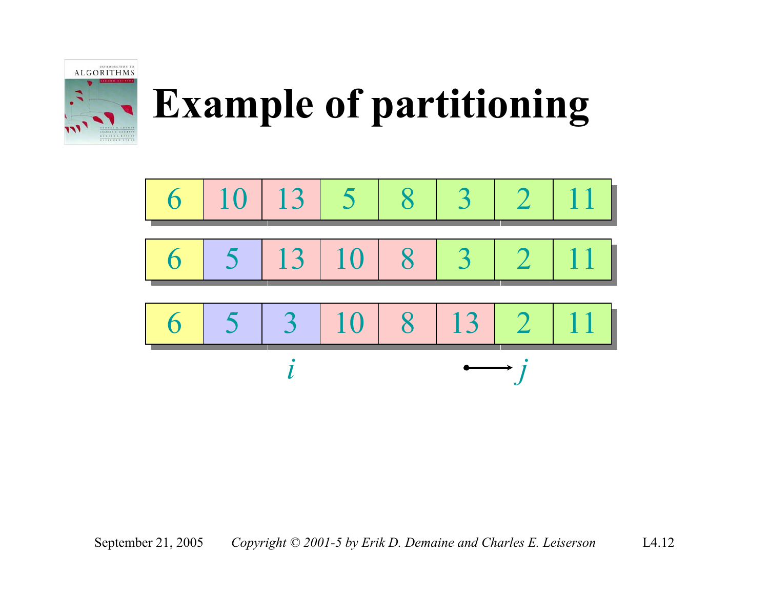# Example of partitioning

| 6 | 10 | 13 | 5 | 8 | 3 | 2 | 11 |
|---|---|---|---|---|---|---|---|

| 6 | 5 | 13 | 10 | 8 | 3 | 2 | 11 |
|---|---|---|---|---|---|---|---|

| 6 | 5 | 3 | 10 | 8 | 13 | 2 | 11 |
|---|---|---|---|---|---|---|---|
| | | $i$ | | | | $\longrightarrow j$ | |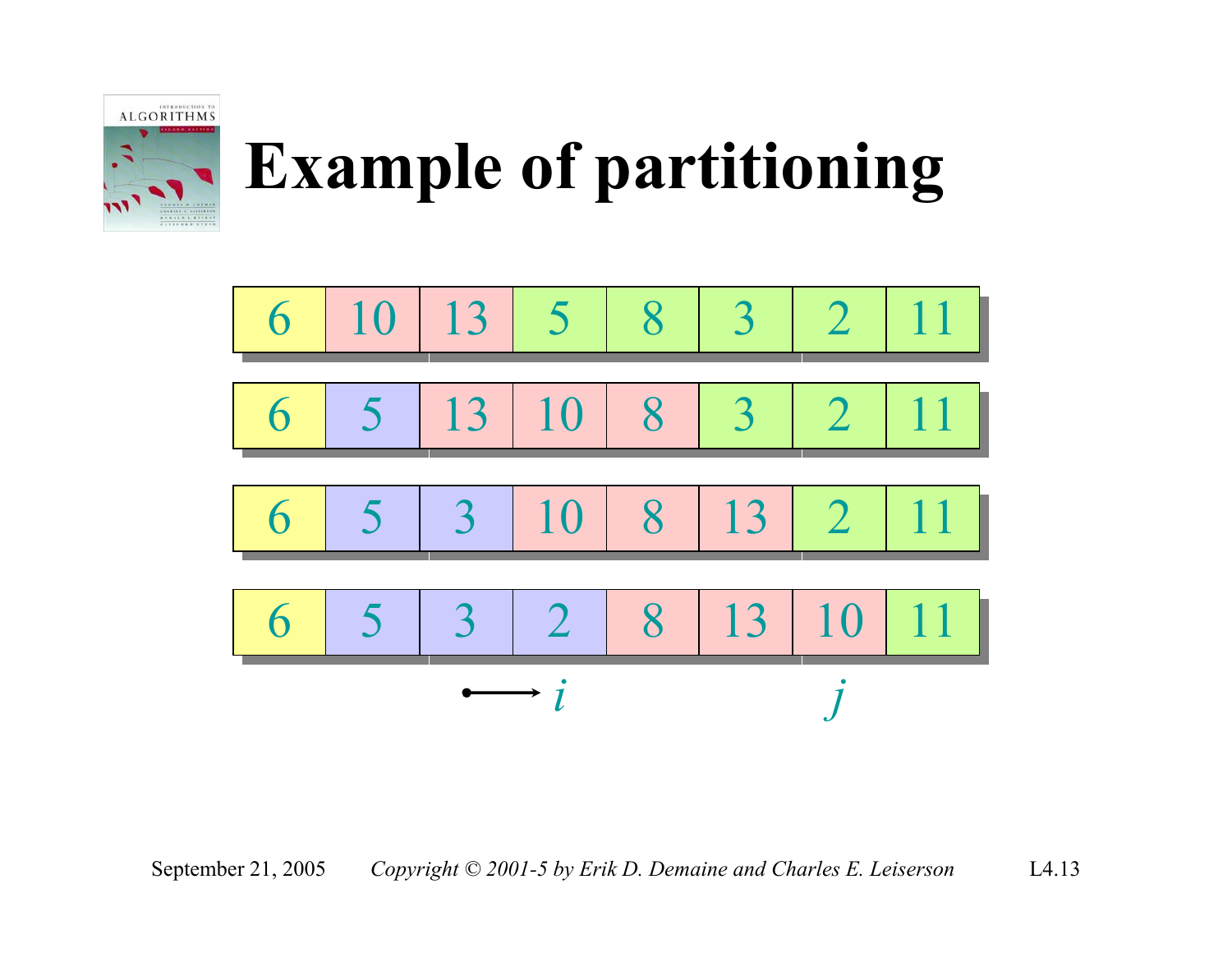# Example of partitioning

| 6 | 10 | 13 | 5 | 8 | 3 | 2 | 11 |
|---|---|---|---|---|---|---|---|

| 6 | 5 | 13 | 10 | 8 | 3 | 2 | 11 |
|---|---|---|---|---|---|---|---|

| 6 | 5 | 3 | 10 | 8 | 13 | 2 | 11 |
|---|---|---|---|---|---|---|---|

| 6 | 5 | 3 | 2 | 8 | 13 | 10 | 11 |
|---|---|---|---|---|---|---|---|

$\longrightarrow i \qquad\qquad j$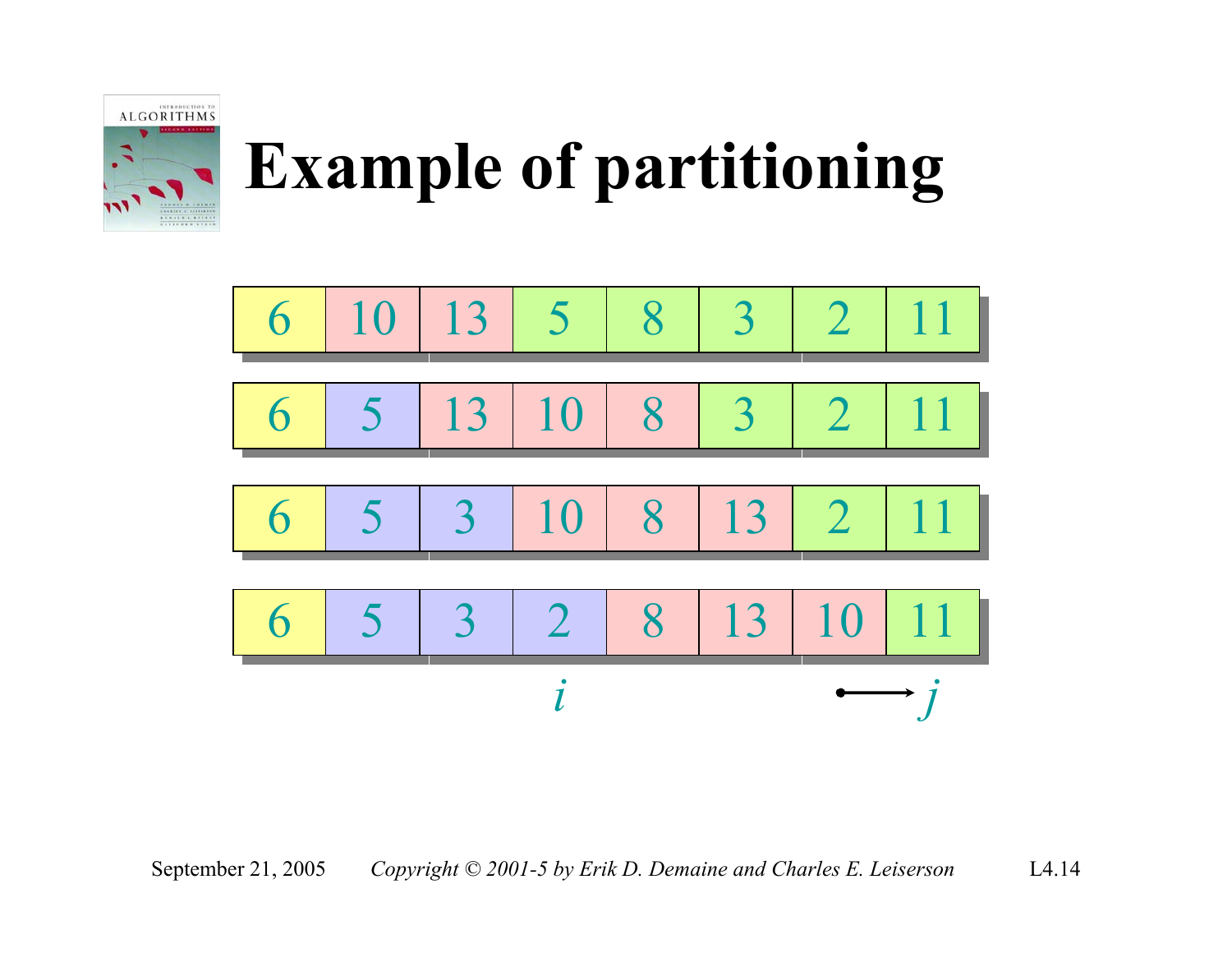# Example of partitioning

| 6 | 10 | 13 | 5 | 8 | 3 | 2 | 11 |
|---|---|---|---|---|---|---|---|

| 6 | 5 | 13 | 10 | 8 | 3 | 2 | 11 |
|---|---|---|---|---|---|---|---|

| 6 | 5 | 3 | 10 | 8 | 13 | 2 | 11 |
|---|---|---|---|---|---|---|---|

| 6 | 5 | 3 | 2 | 8 | 13 | 10 | 11 |
|---|---|---|---|---|---|---|---|
| | | | $i$ | | | | $j$ |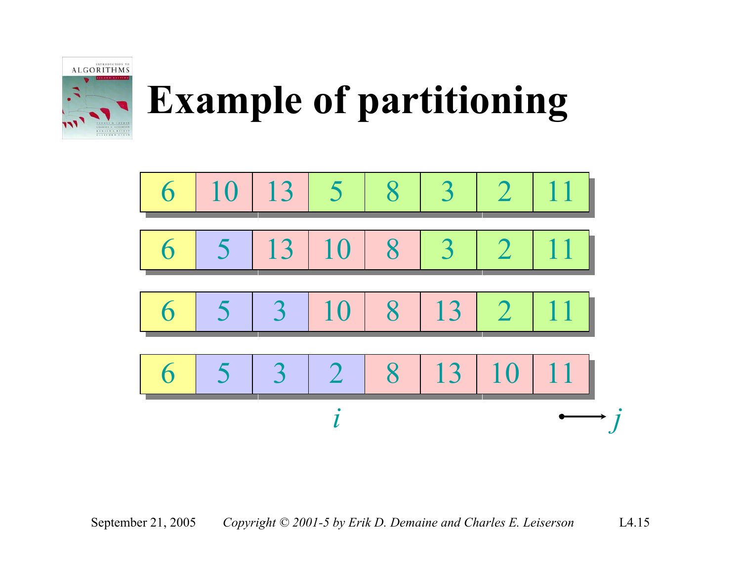# Example of partitioning

| 6 | 10 | 13 | 5 | 8 | 3 | 2 | 11 |
|---|---|---|---|---|---|---|---|

| 6 | 5 | 13 | 10 | 8 | 3 | 2 | 11 |
|---|---|---|---|---|---|---|---|

| 6 | 5 | 3 | 10 | 8 | 13 | 2 | 11 |
|---|---|---|---|---|---|---|---|

| 6 | 5 | 3 | 2 | 8 | 13 | 10 | 11 |
|---|---|---|---|---|---|---|---|

$i$ $\longrightarrow j$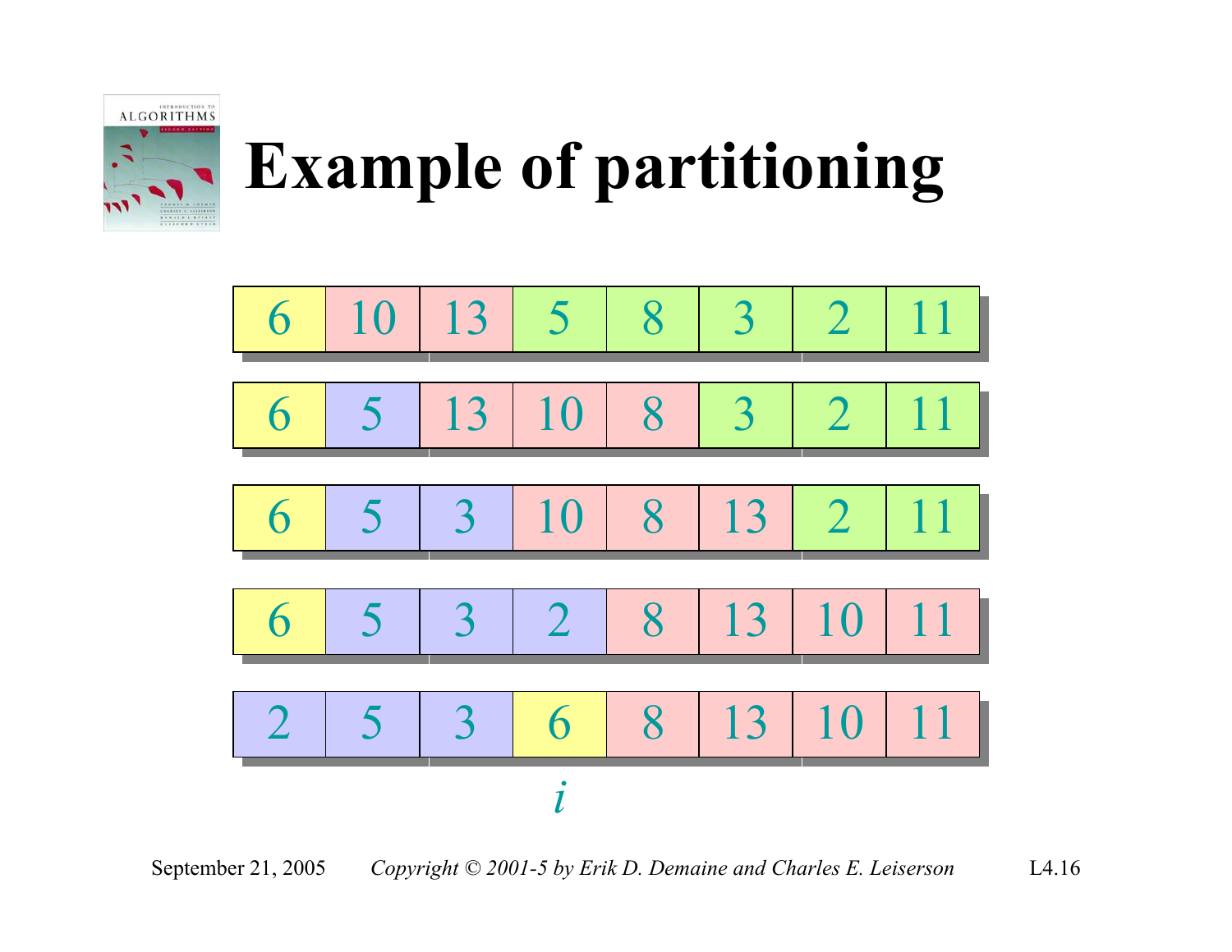# Example of partitioning

| 6 | 10 | 13 | 5 | 8 | 3 | 2 | 11 |
|---|---|---|---|---|---|---|---|

| 6 | 5 | 13 | 10 | 8 | 3 | 2 | 11 |
|---|---|---|---|---|---|---|---|

| 6 | 5 | 3 | 10 | 8 | 13 | 2 | 11 |
|---|---|---|---|---|---|---|---|

| 6 | 5 | 3 | 2 | 8 | 13 | 10 | 11 |
|---|---|---|---|---|---|---|---|

| 2 | 5 | 3 | 6 | 8 | 13 | 10 | 11 |
|---|---|---|---|---|---|---|---|
|  |  |  | $i$ |  |  |  |  |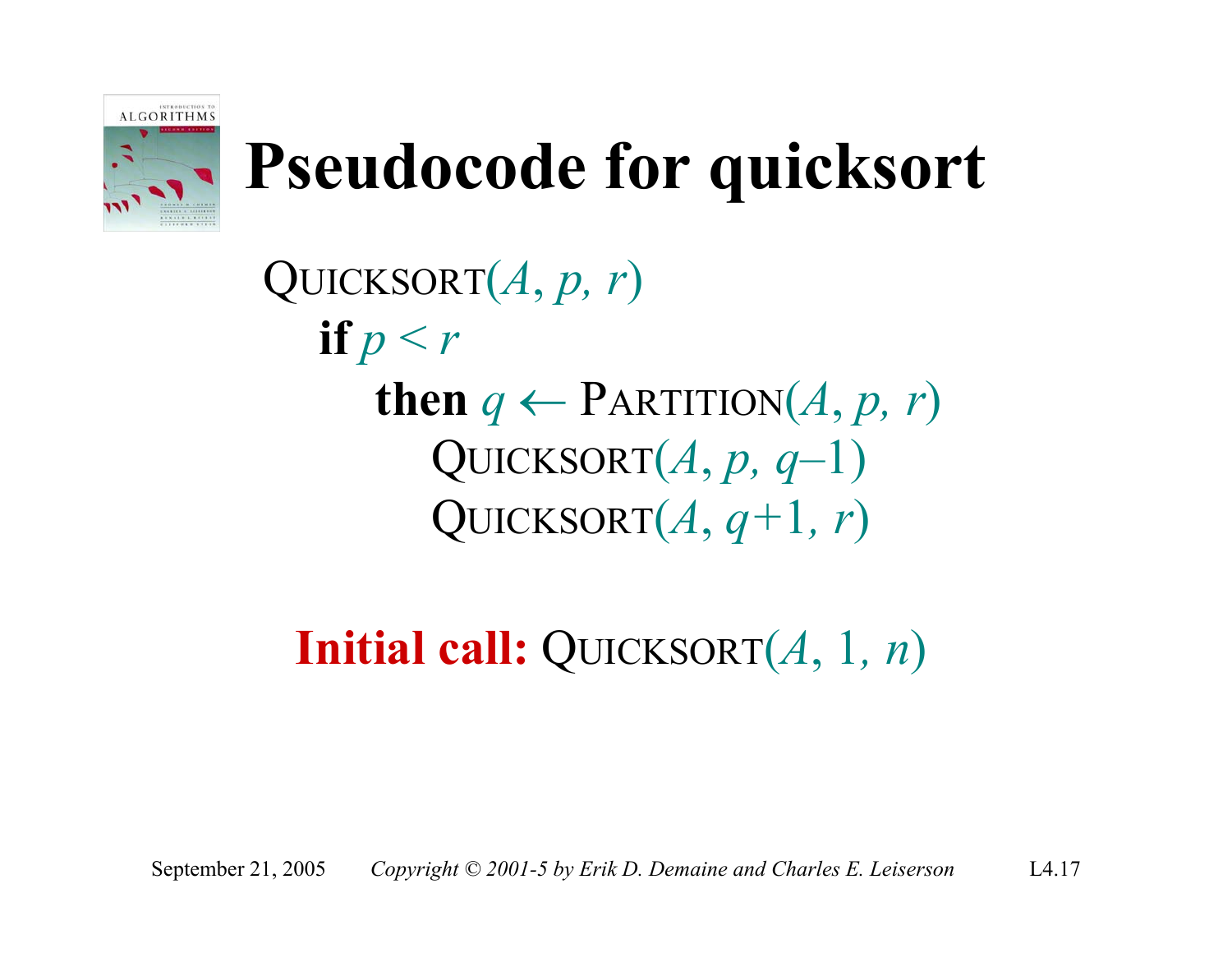# Pseudocode for quicksort

```
QUICKSORT(A, p, r)
   if p < r
      then q ← PARTITION(A, p, r)
         QUICKSORT(A, p, q–1)
         QUICKSORT(A, q+1, r)
```

**Initial call:** QUICKSORT($A$, 1, $n$)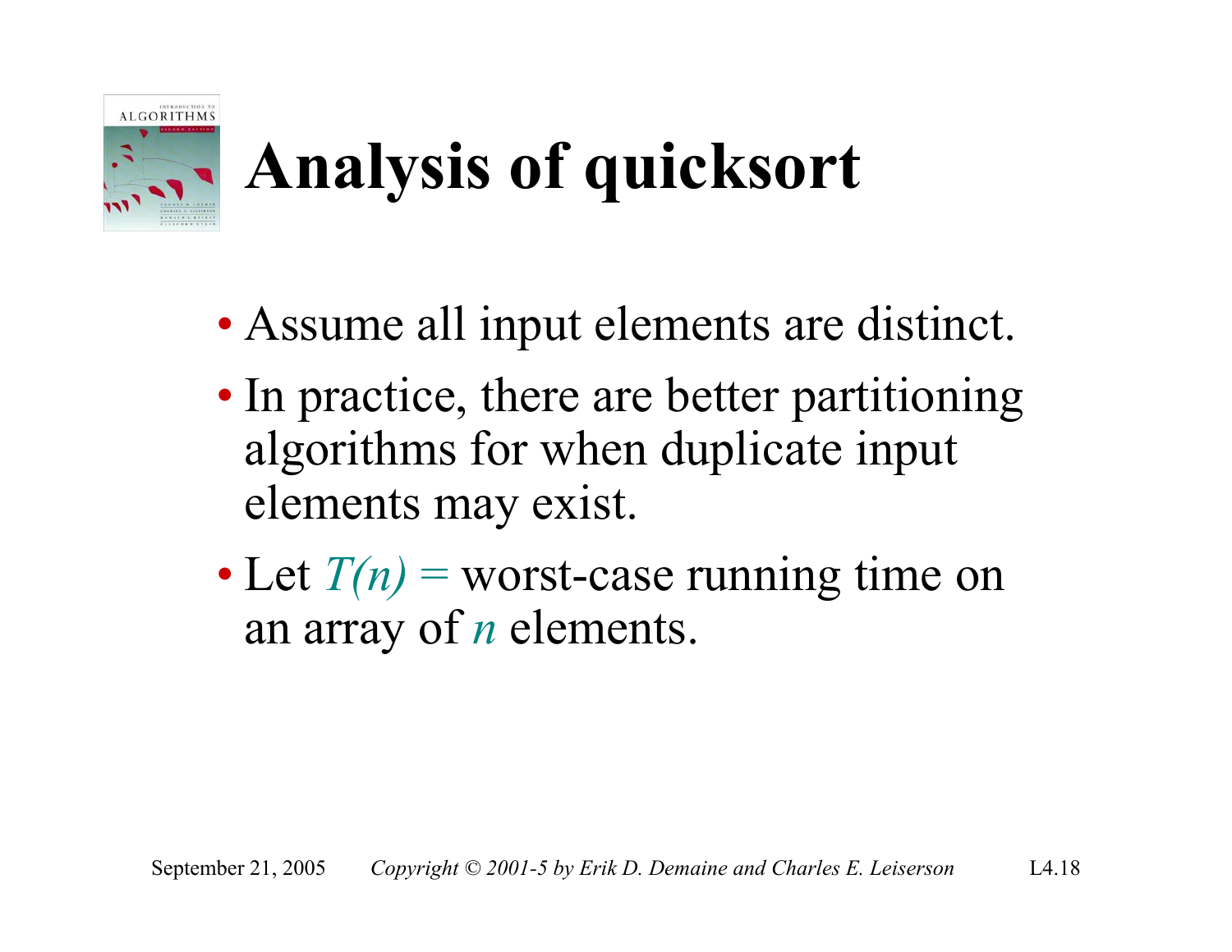# Analysis of quicksort

- Assume all input elements are distinct.
- In practice, there are better partitioning algorithms for when duplicate input elements may exist.
- Let $T(n) =$ worst-case running time on an array of $n$ elements.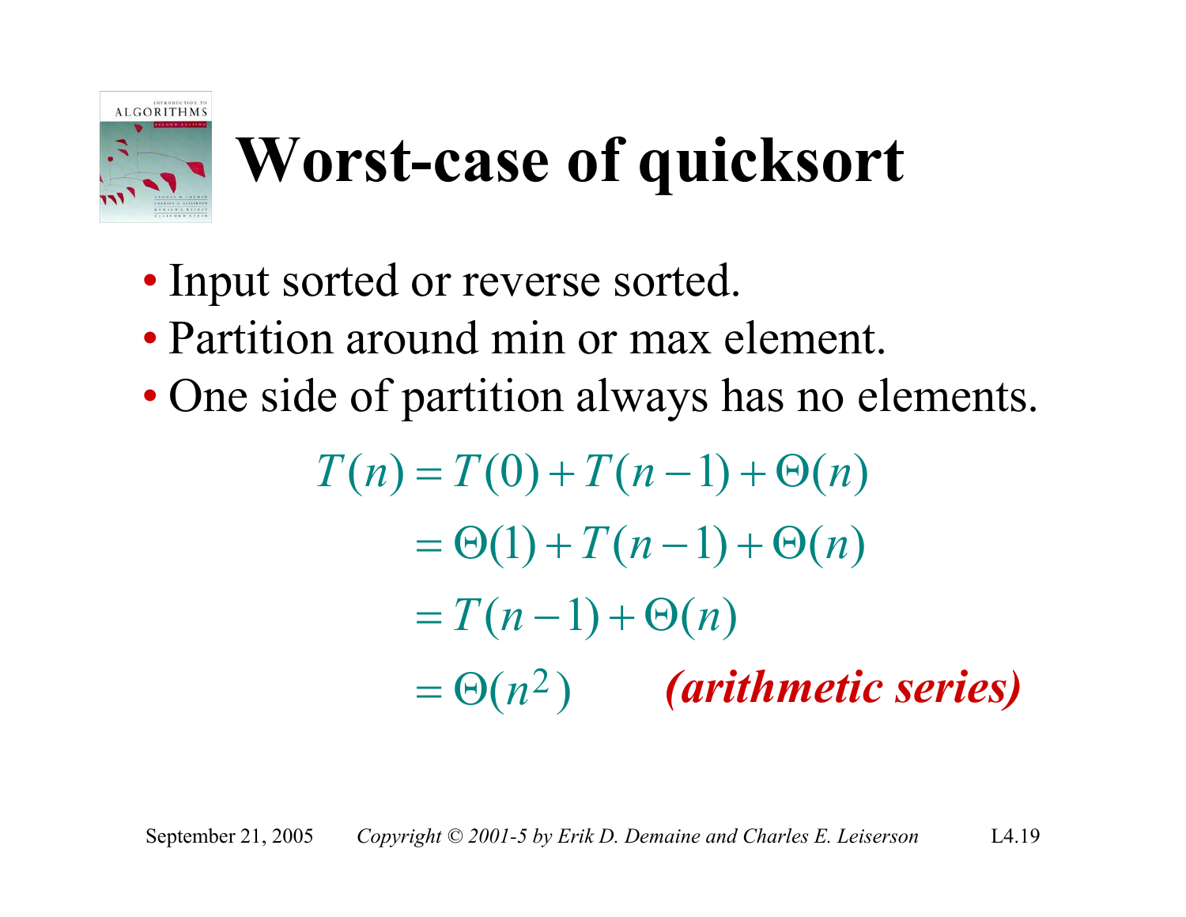# Worst-case of quicksort

- Input sorted or reverse sorted.
- Partition around min or max element.
- One side of partition always has no elements.

$$
\begin{aligned}
T(n) &= T(0) + T(n-1) + \Theta(n) \\
&= \Theta(1) + T(n-1) + \Theta(n) \\
&= T(n-1) + \Theta(n) \\
&= \Theta(n^2) \qquad \textit{(arithmetic series)}
\end{aligned}
$$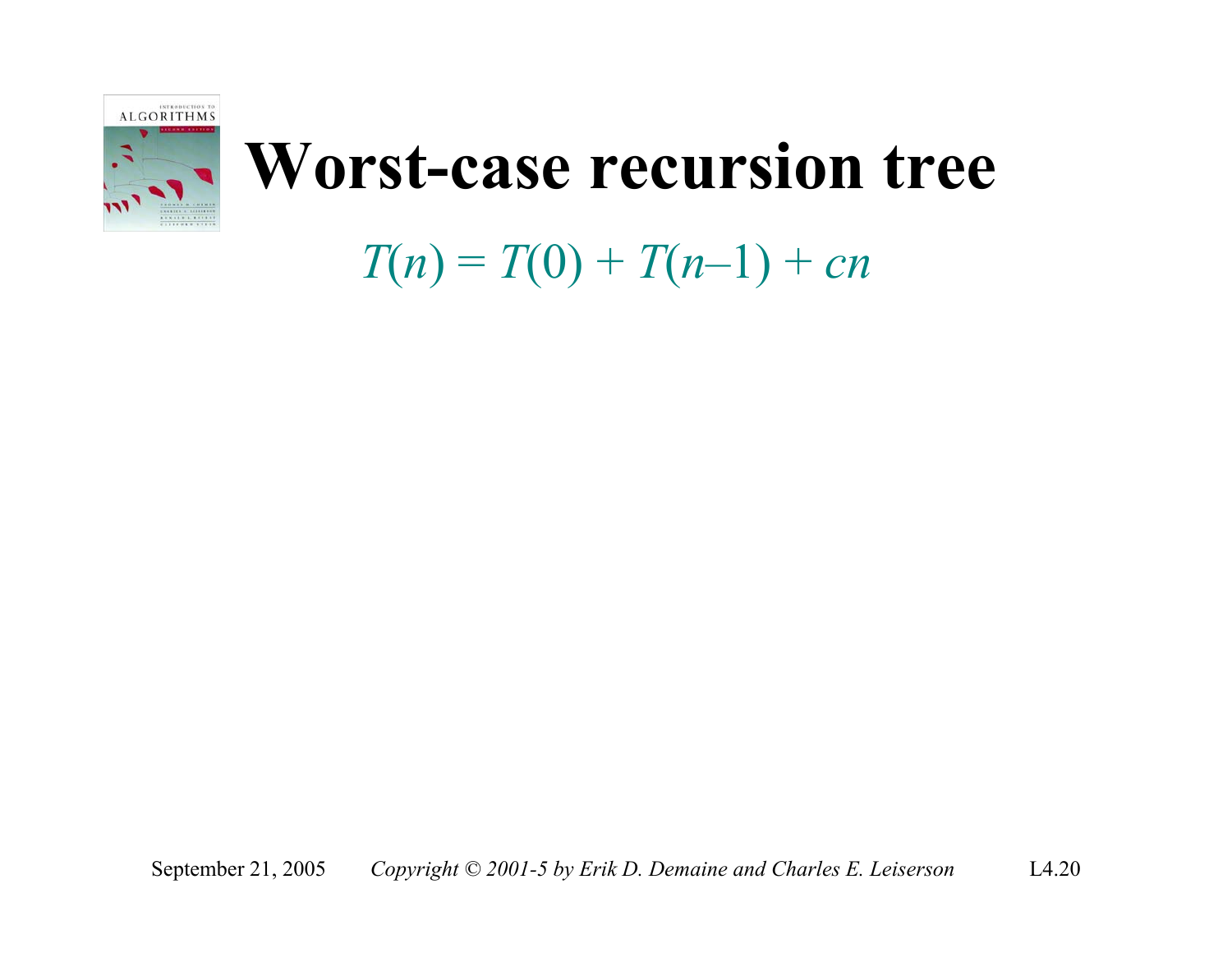# Worst-case recursion tree

$$T(n) = T(0) + T(n-1) + cn$$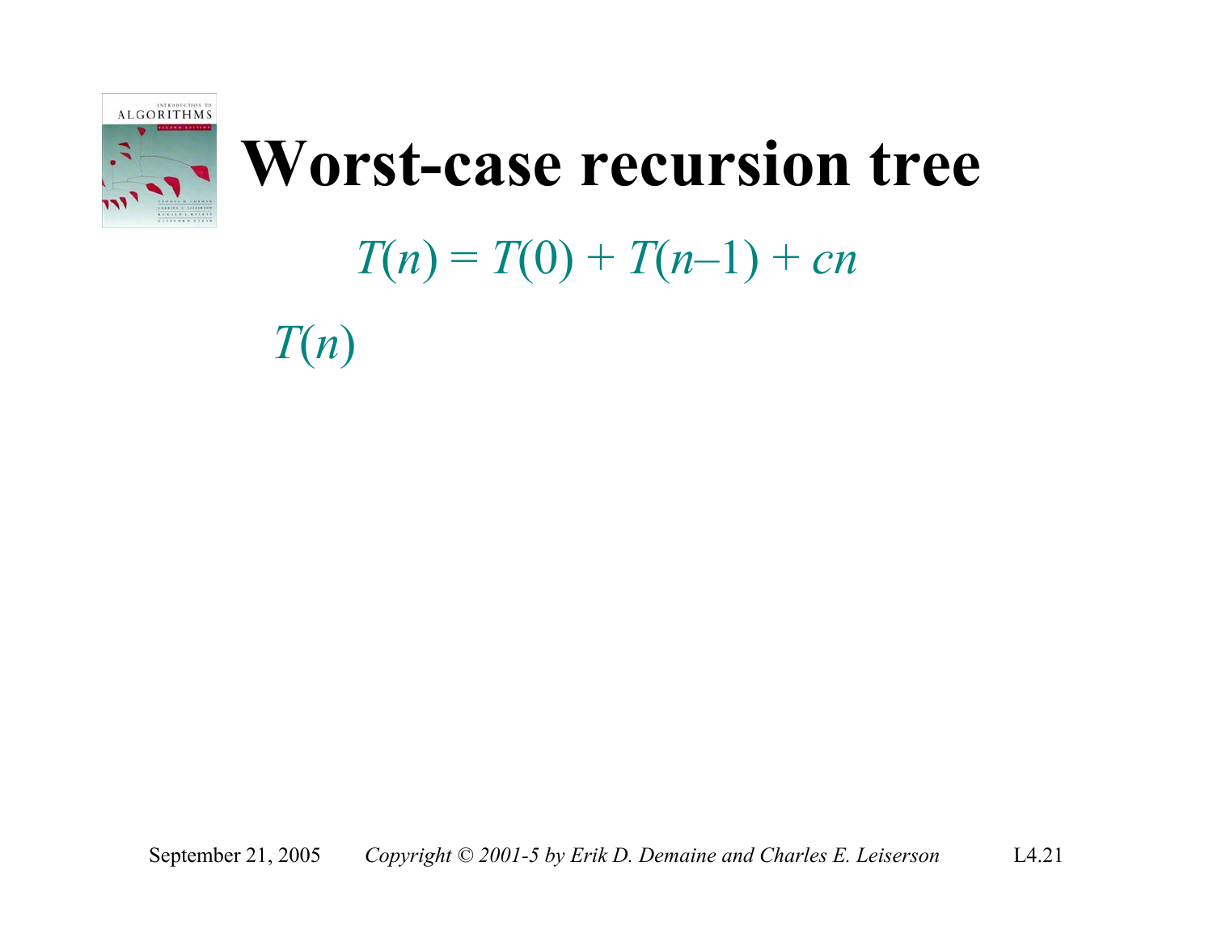# Worst-case recursion tree

$$T(n) = T(0) + T(n-1) + cn$$

$T(n)$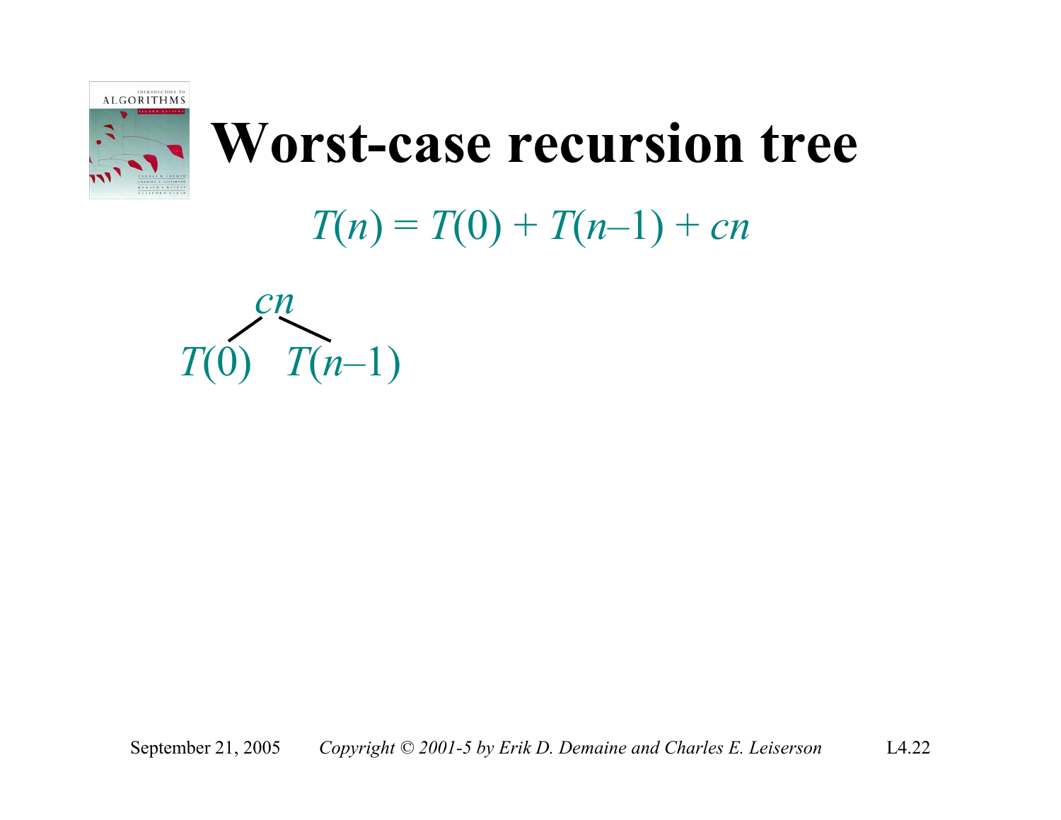# Worst-case recursion tree

$$T(n) = T(0) + T(n-1) + cn$$

$cn$

$T(0)$ $\quad$ $T(n-1)$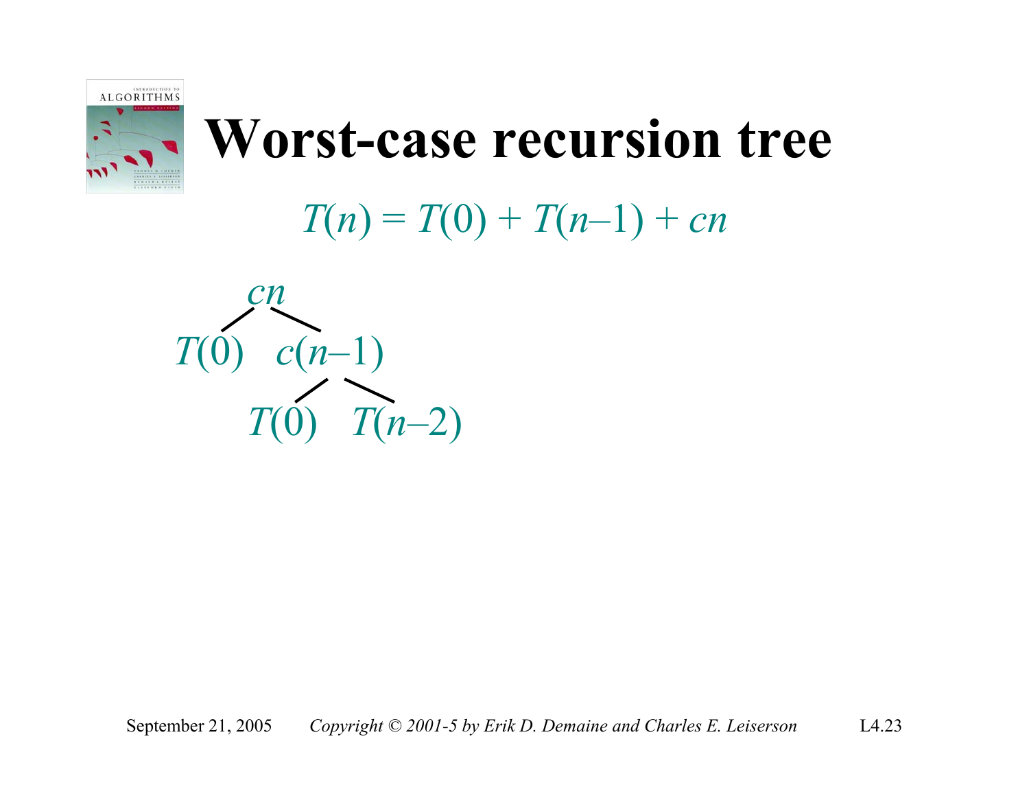# Worst-case recursion tree

$$T(n) = T(0) + T(n-1) + cn$$

```
        cn
       /  \
   T(0)   c(n–1)
          /    \
       T(0)   T(n–2)
```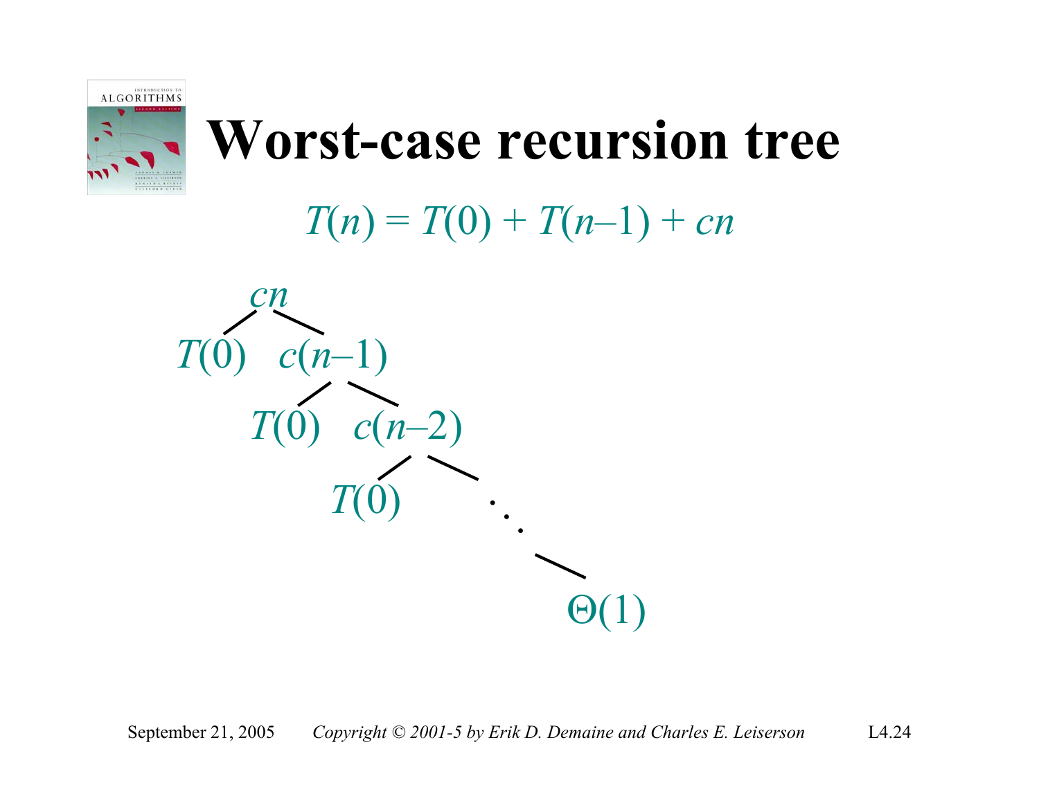# Worst-case recursion tree

$$T(n) = T(0) + T(n-1) + cn$$

$cn$

$T(0)$ $c(n-1)$

$T(0)$ $c(n-2)$

$T(0)$ $\ddots$

$\Theta(1)$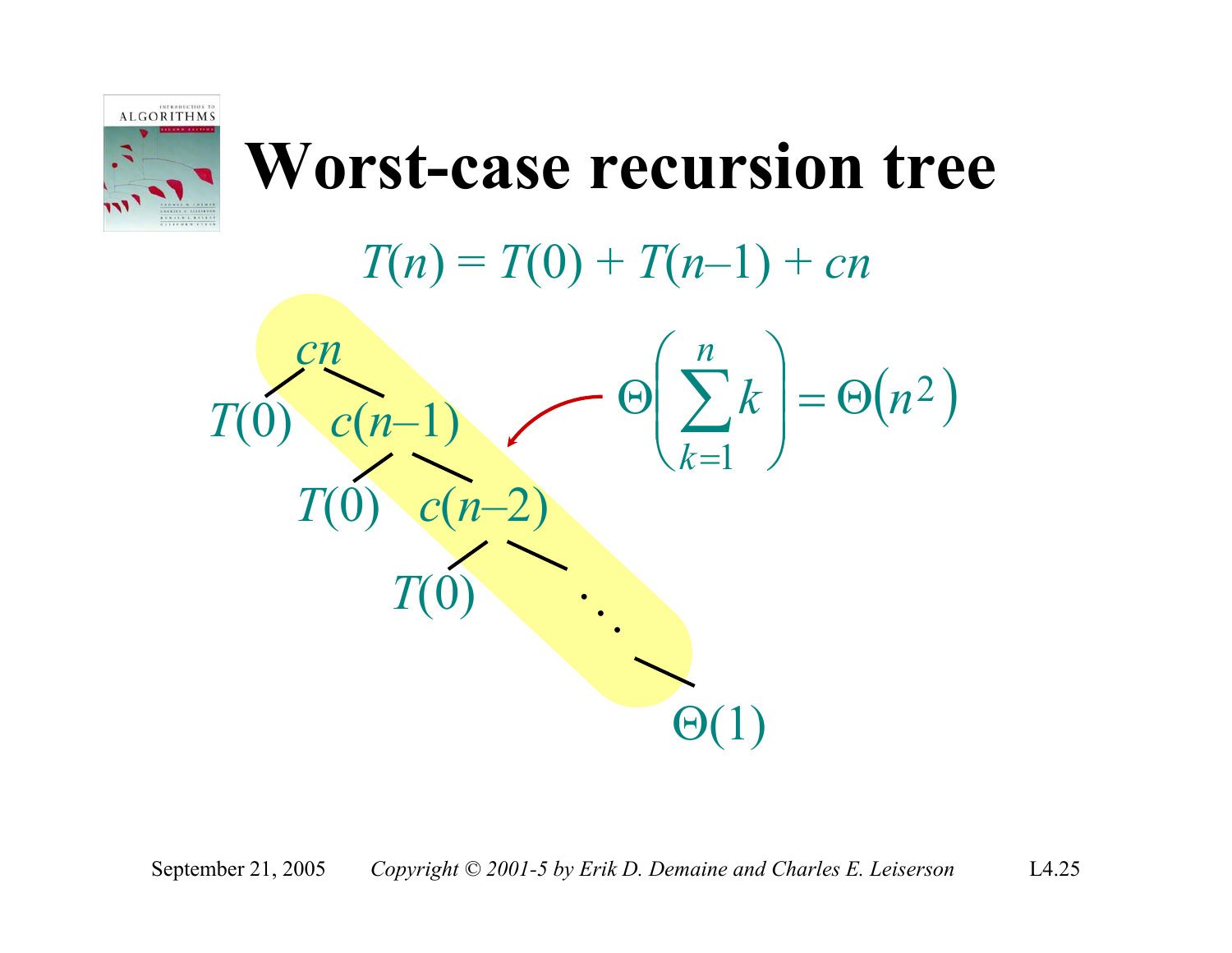# Worst-case recursion tree

$$T(n) = T(0) + T(n-1) + cn$$

- $cn$
  - $T(0)$
  - $c(n-1)$
    - $T(0)$
    - $c(n-2)$
      - $T(0)$
      - …
        - $\Theta(1)$

$$\Theta\left(\sum_{k=1}^{n} k\right) = \Theta\left(n^2\right)$$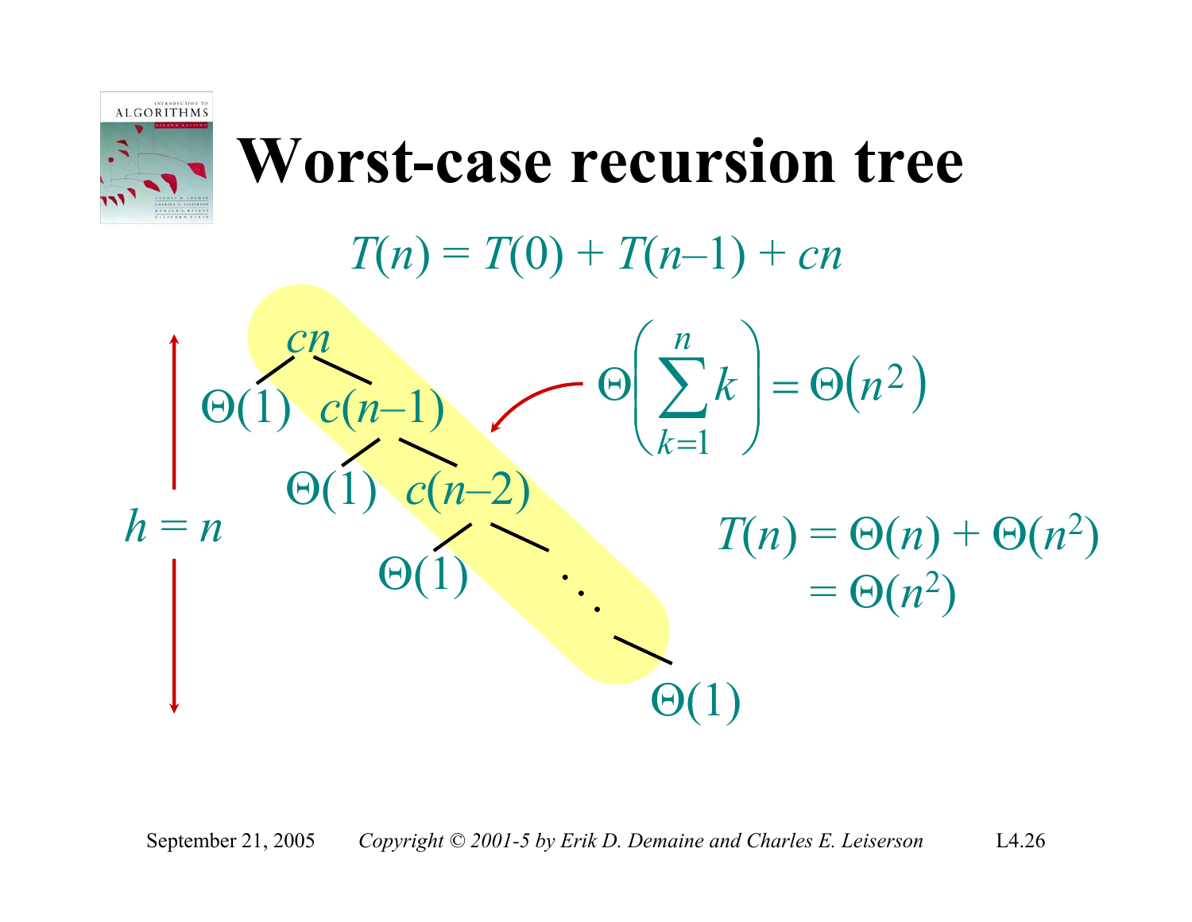# Worst-case recursion tree

$$T(n) = T(0) + T(n-1) + cn$$

$cn$

$\Theta(1)$ $\quad c(n-1)$

$\Theta(1)$ $\quad c(n-2)$

$\Theta(1)$ $\quad \ddots$

$\Theta(1)$

$h = n$

$$\Theta\left(\sum_{k=1}^{n} k\right) = \Theta\left(n^2\right)$$

$$T(n) = \Theta(n) + \Theta(n^2)$$
$$= \Theta(n^2)$$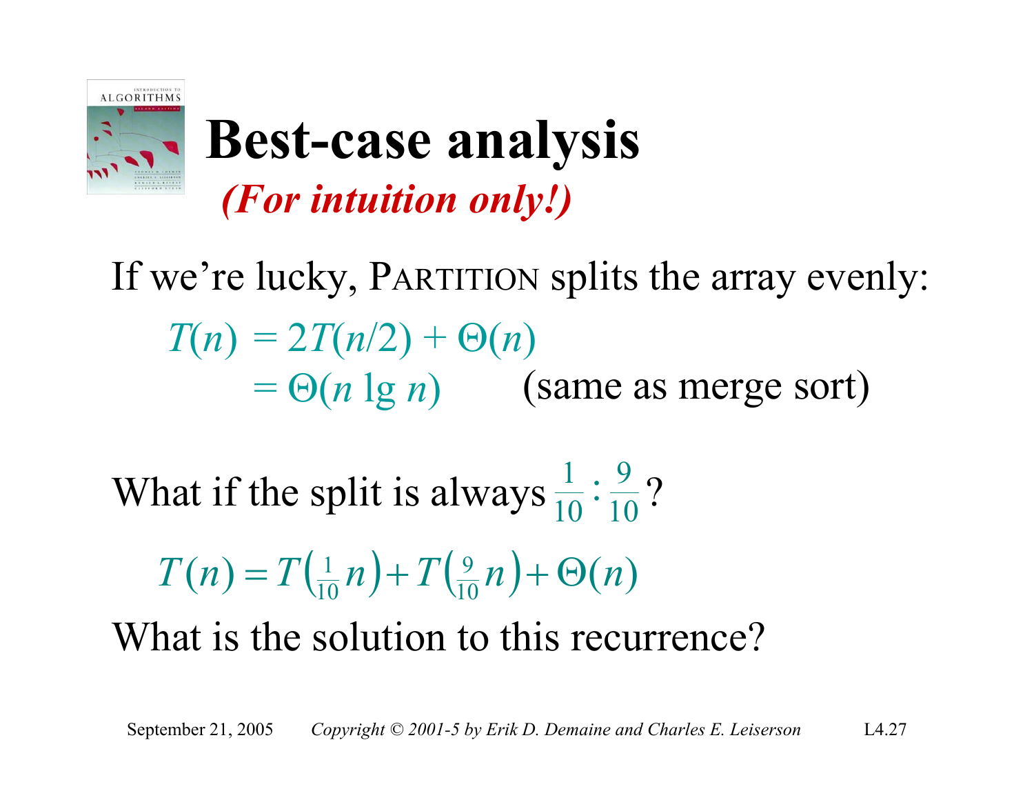# Best-case analysis

***(For intuition only!)***

If we're lucky, PARTITION splits the array evenly:

$$
\begin{aligned}
T(n) &= 2T(n/2) + \Theta(n) \\
&= \Theta(n \lg n) \qquad \text{(same as merge sort)}
\end{aligned}
$$

What if the split is always $\frac{1}{10} : \frac{9}{10}$?

$$T(n) = T\left(\tfrac{1}{10}n\right) + T\left(\tfrac{9}{10}n\right) + \Theta(n)$$

What is the solution to this recurrence?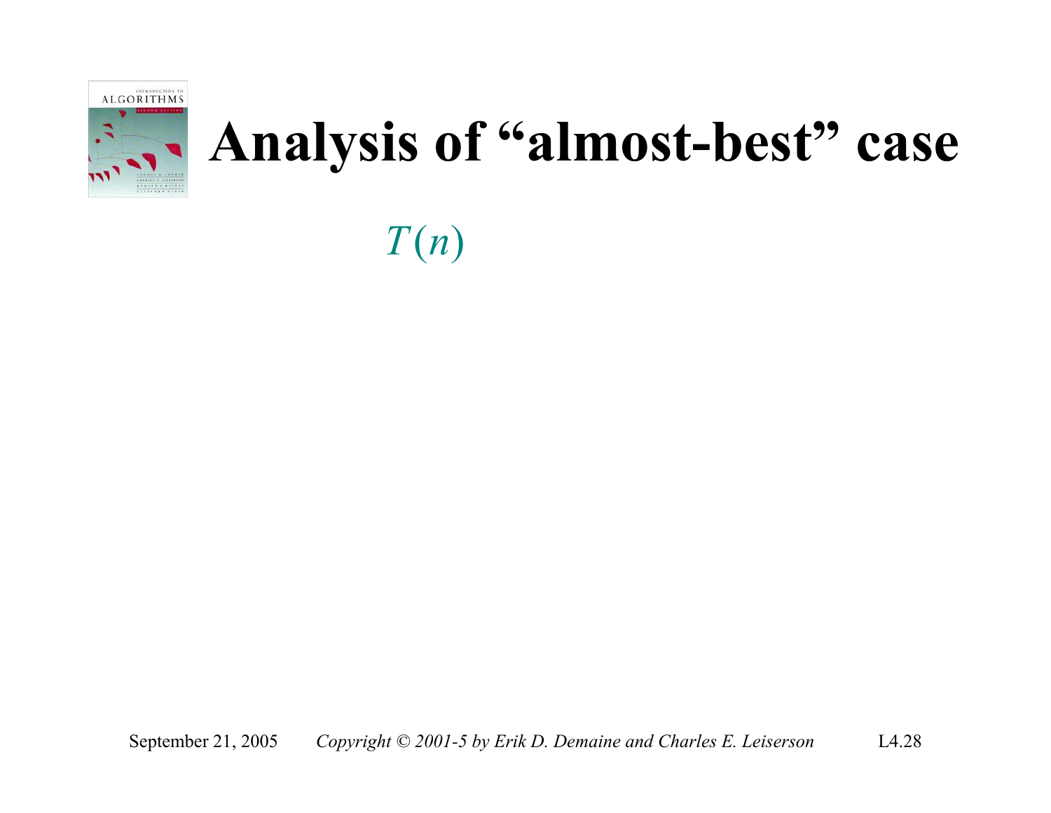# Analysis of "almost-best" case

$$T(n)$$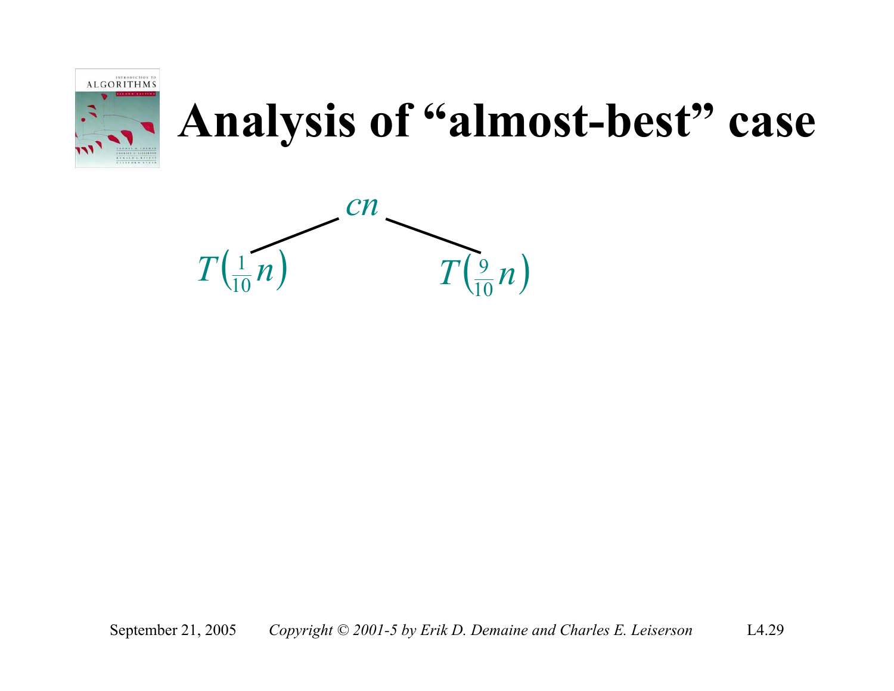# Analysis of "almost-best" case

$$cn$$

$$T\left(\tfrac{1}{10}n\right) \qquad\qquad T\left(\tfrac{9}{10}n\right)$$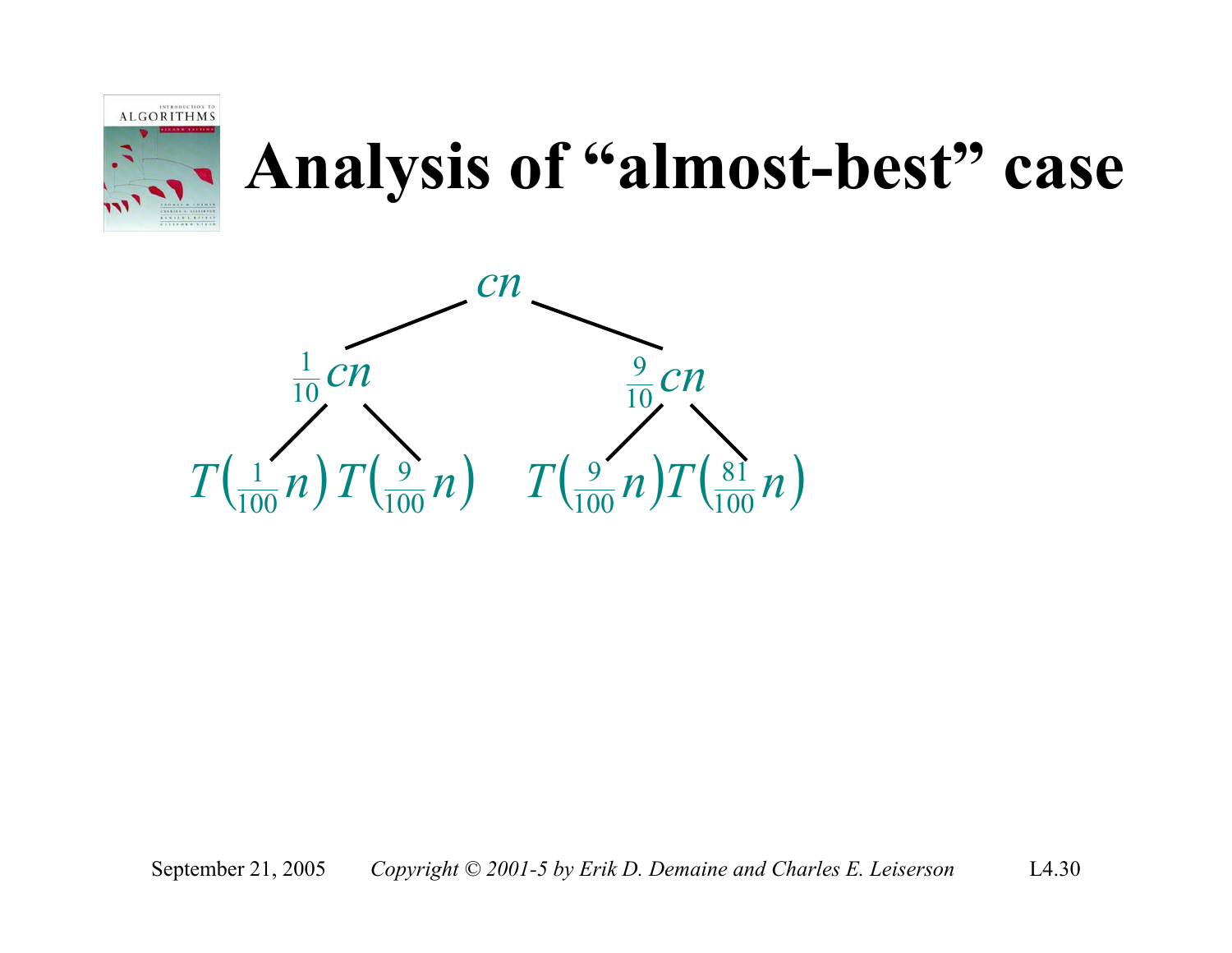# Analysis of "almost-best" case

$$cn$$

$$\tfrac{1}{10}cn \qquad \tfrac{9}{10}cn$$

$$T\left(\tfrac{1}{100}n\right) \; T\left(\tfrac{9}{100}n\right) \qquad T\left(\tfrac{9}{100}n\right) \; T\left(\tfrac{81}{100}n\right)$$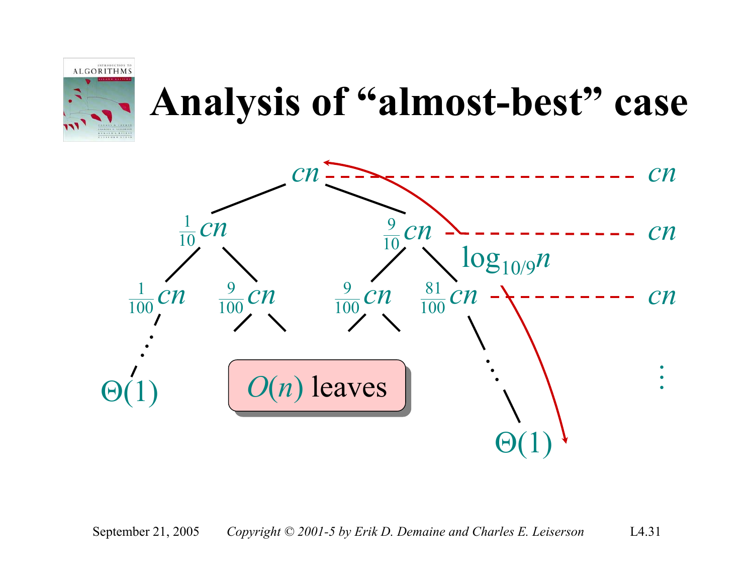# Analysis of "almost-best" case

$cn$ - - - - - - - - - - - - - - - - $cn$

$\frac{1}{10}cn$ $\qquad$ $\frac{9}{10}cn$ - - - - - - - - - - $cn$

$\log_{10/9} n$

$\frac{1}{100}cn$ $\qquad$ $\frac{9}{100}cn$ $\qquad$ $\frac{9}{100}cn$ $\qquad$ $\frac{81}{100}cn$ - - - - - - $cn$

$\vdots$

$\Theta(1)$ $\qquad$ $O(n)$ leaves $\qquad$ $\Theta(1)$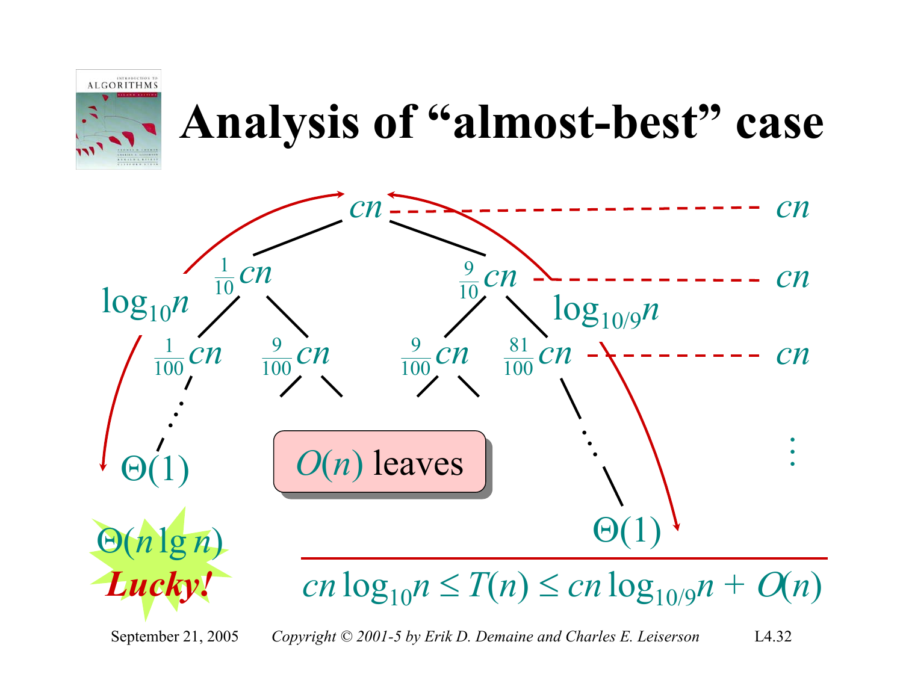# Analysis of "almost-best" case

$cn$ — $cn$

$\frac{1}{10}cn$ $\quad$ $\frac{9}{10}cn$ — $cn$

$\frac{1}{100}cn$ $\quad$ $\frac{9}{100}cn$ $\quad$ $\frac{9}{100}cn$ $\quad$ $\frac{81}{100}cn$ — $cn$

$\log_{10} n$ $\quad$ $\log_{10/9} n$

$\Theta(1)$ $\quad$ $\Theta(1)$

$O(n)$ leaves

$\Theta(n \lg n)$ ***Lucky!***

$$cn \log_{10} n \le T(n) \le cn \log_{10/9} n + O(n)$$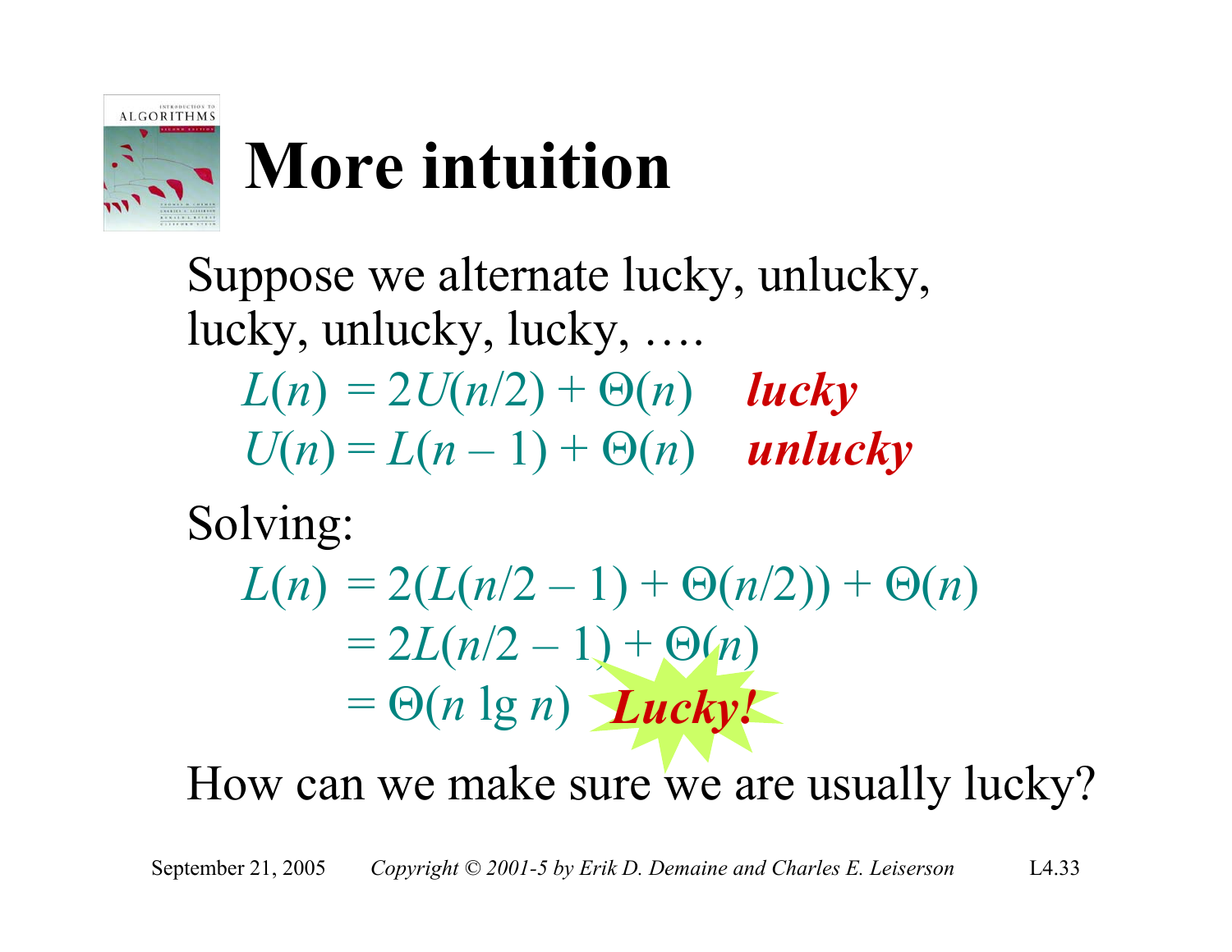# More intuition

Suppose we alternate lucky, unlucky, lucky, unlucky, lucky, ….

$L(n) = 2U(n/2) + \Theta(n)$ ***lucky***

$U(n) = L(n-1) + \Theta(n)$ ***unlucky***

Solving:

$$
\begin{aligned}
L(n) &= 2(L(n/2 - 1) + \Theta(n/2)) + \Theta(n) \\
&= 2L(n/2 - 1) + \Theta(n) \\
&= \Theta(n \lg n)
\end{aligned}
$$

***Lucky!***

How can we make sure we are usually lucky?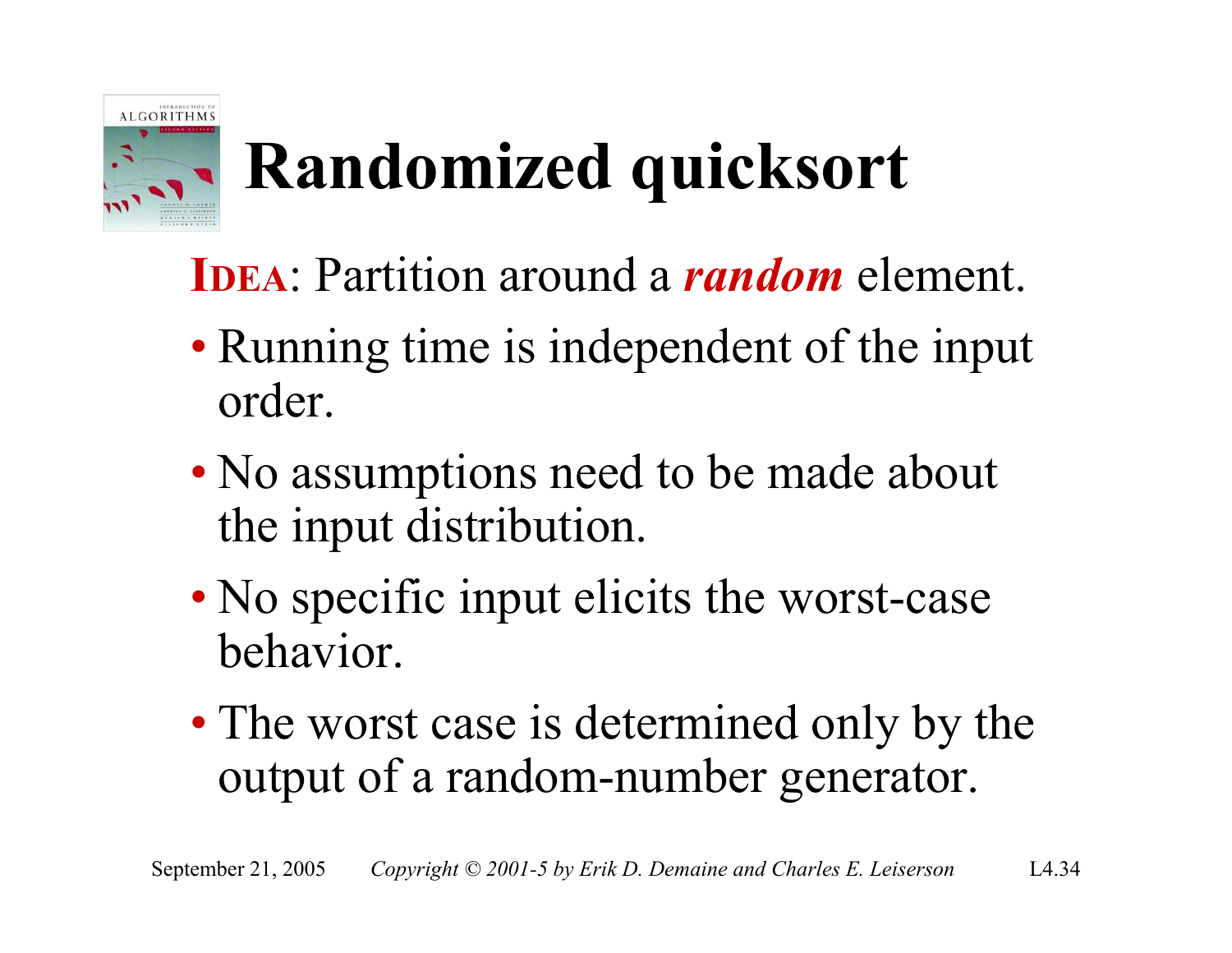# Randomized quicksort

**IDEA**: Partition around a ***random*** element.

- Running time is independent of the input order.
- No assumptions need to be made about the input distribution.
- No specific input elicits the worst-case behavior.
- The worst case is determined only by the output of a random-number generator.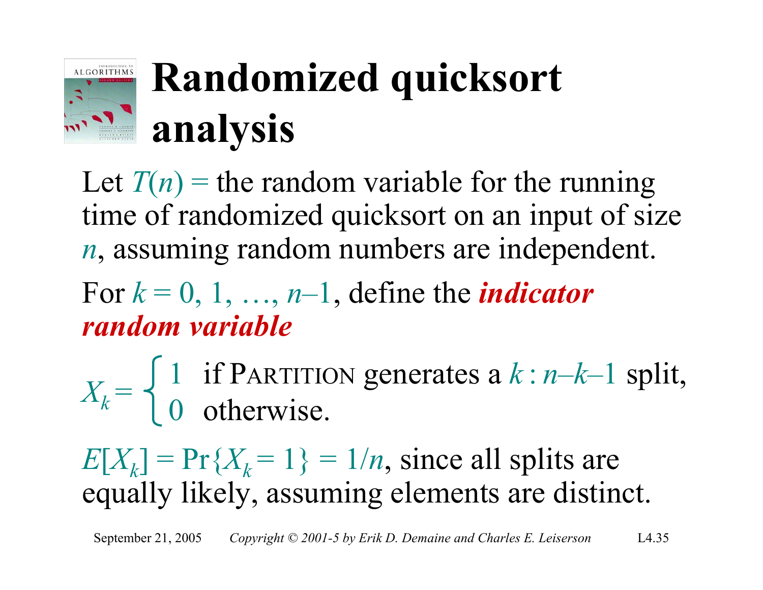# Randomized quicksort analysis

Let $T(n)$ = the random variable for the running time of randomized quicksort on an input of size $n$, assuming random numbers are independent.

For $k = 0, 1, \ldots, n-1$, define the ***indicator random variable***

$$X_k = \begin{cases} 1 & \text{if PARTITION generates a } k : n-k-1 \text{ split,} \\ 0 & \text{otherwise.} \end{cases}$$

$E[X_k] = \Pr\{X_k = 1\} = 1/n$, since all splits are equally likely, assuming elements are distinct.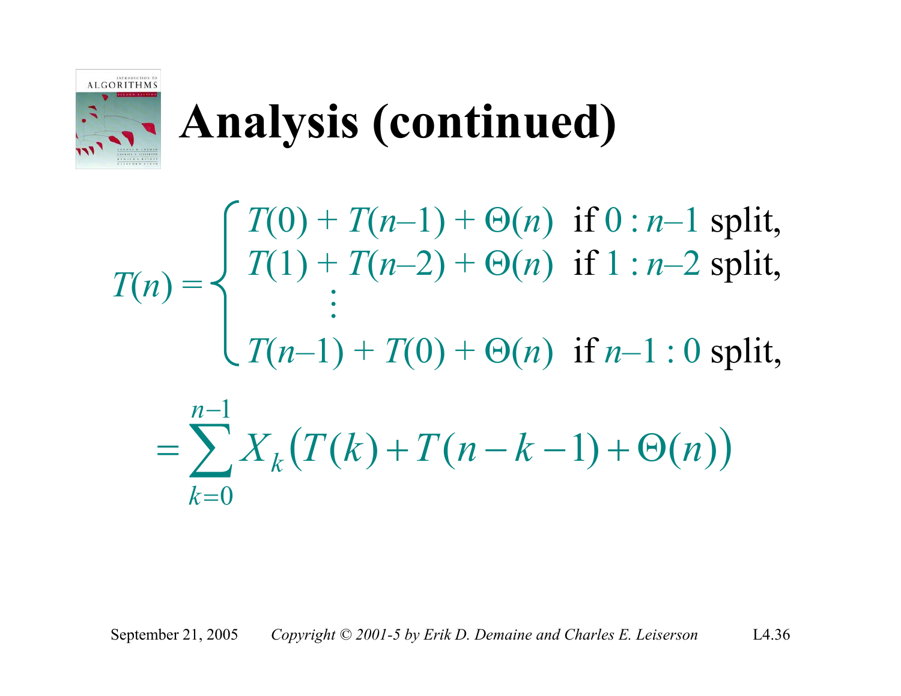# Analysis (continued)

$$
T(n) = \begin{cases} T(0) + T(n-1) + \Theta(n) & \text{if } 0 : n-1 \text{ split,} \\ T(1) + T(n-2) + \Theta(n) & \text{if } 1 : n-2 \text{ split,} \\ \quad \vdots & \\ T(n-1) + T(0) + \Theta(n) & \text{if } n-1 : 0 \text{ split,} \end{cases}
$$

$$
= \sum_{k=0}^{n-1} X_k \big( T(k) + T(n-k-1) + \Theta(n) \big)
$$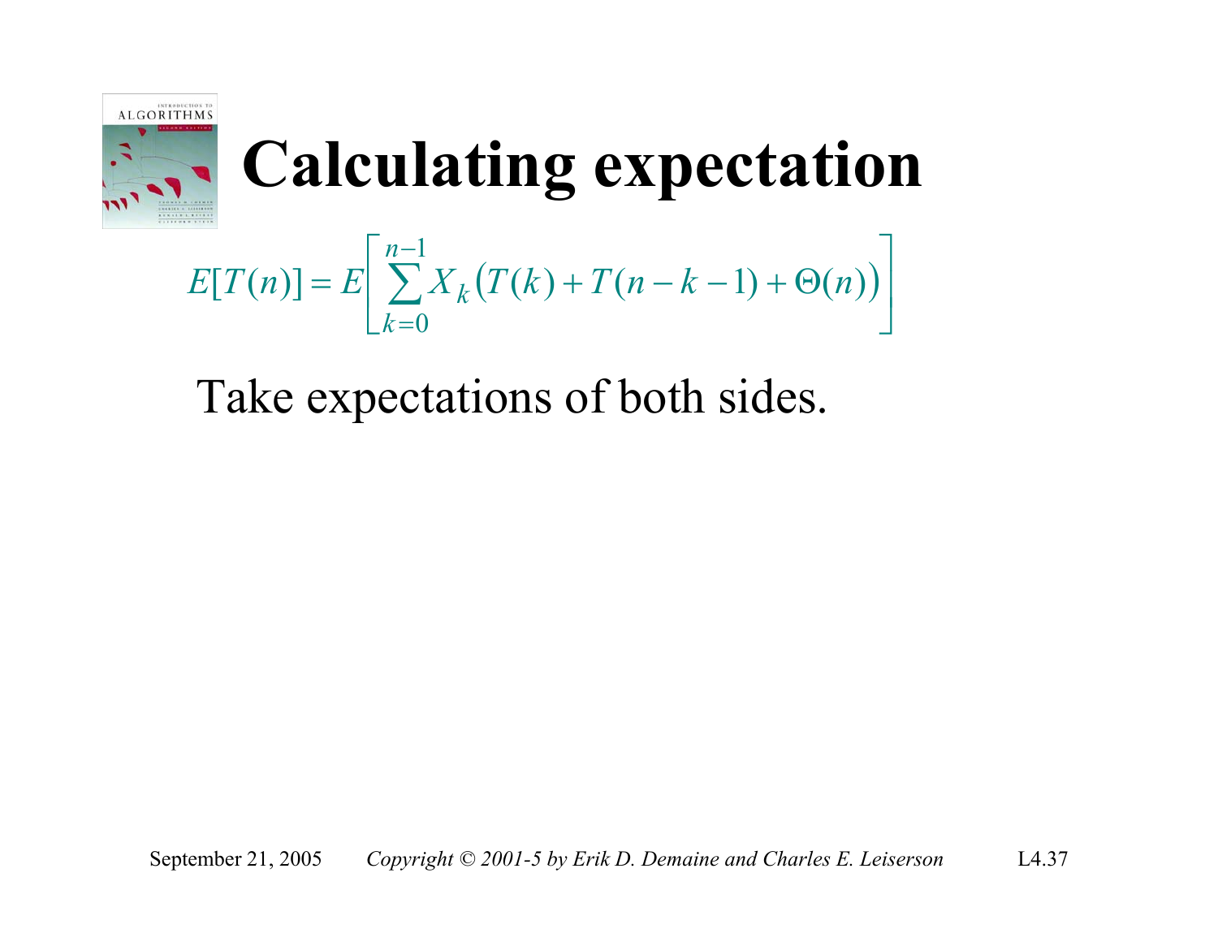# Calculating expectation

$$E[T(n)] = E\left[\sum_{k=0}^{n-1} X_k\big(T(k) + T(n-k-1) + \Theta(n)\big)\right]$$

Take expectations of both sides.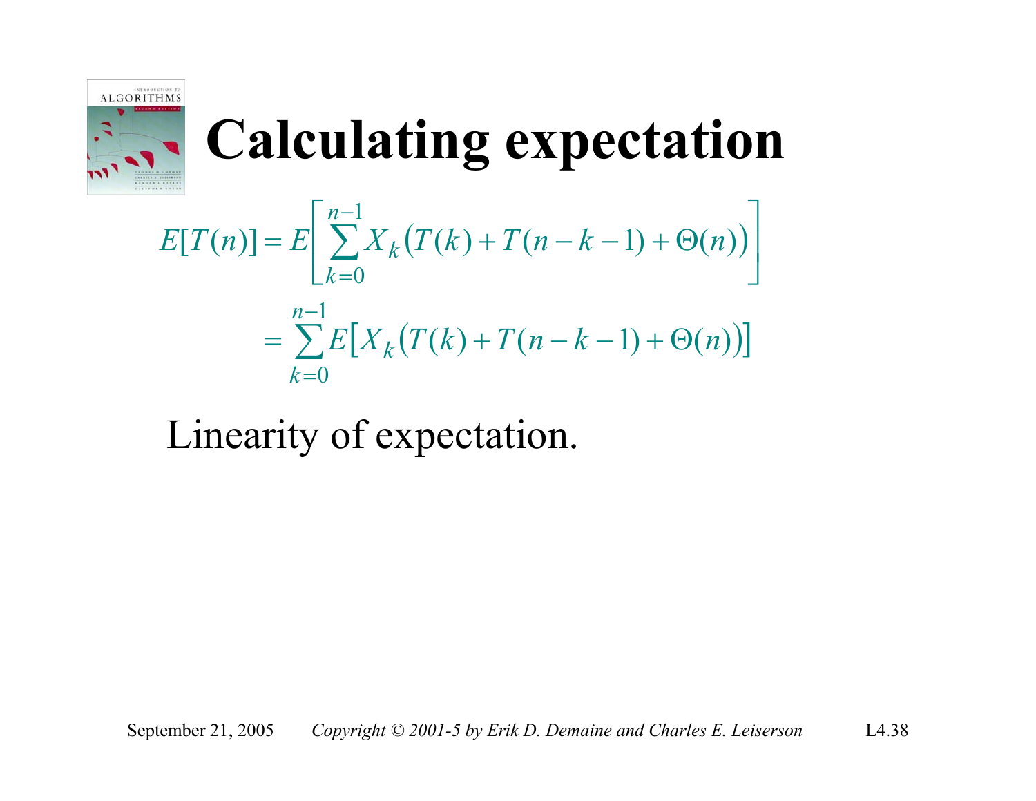# Calculating expectation

$$E[T(n)] = E\left[\sum_{k=0}^{n-1} X_k\big(T(k) + T(n-k-1) + \Theta(n)\big)\right]$$

$$= \sum_{k=0}^{n-1} E\big[X_k\big(T(k) + T(n-k-1) + \Theta(n)\big)\big]$$

Linearity of expectation.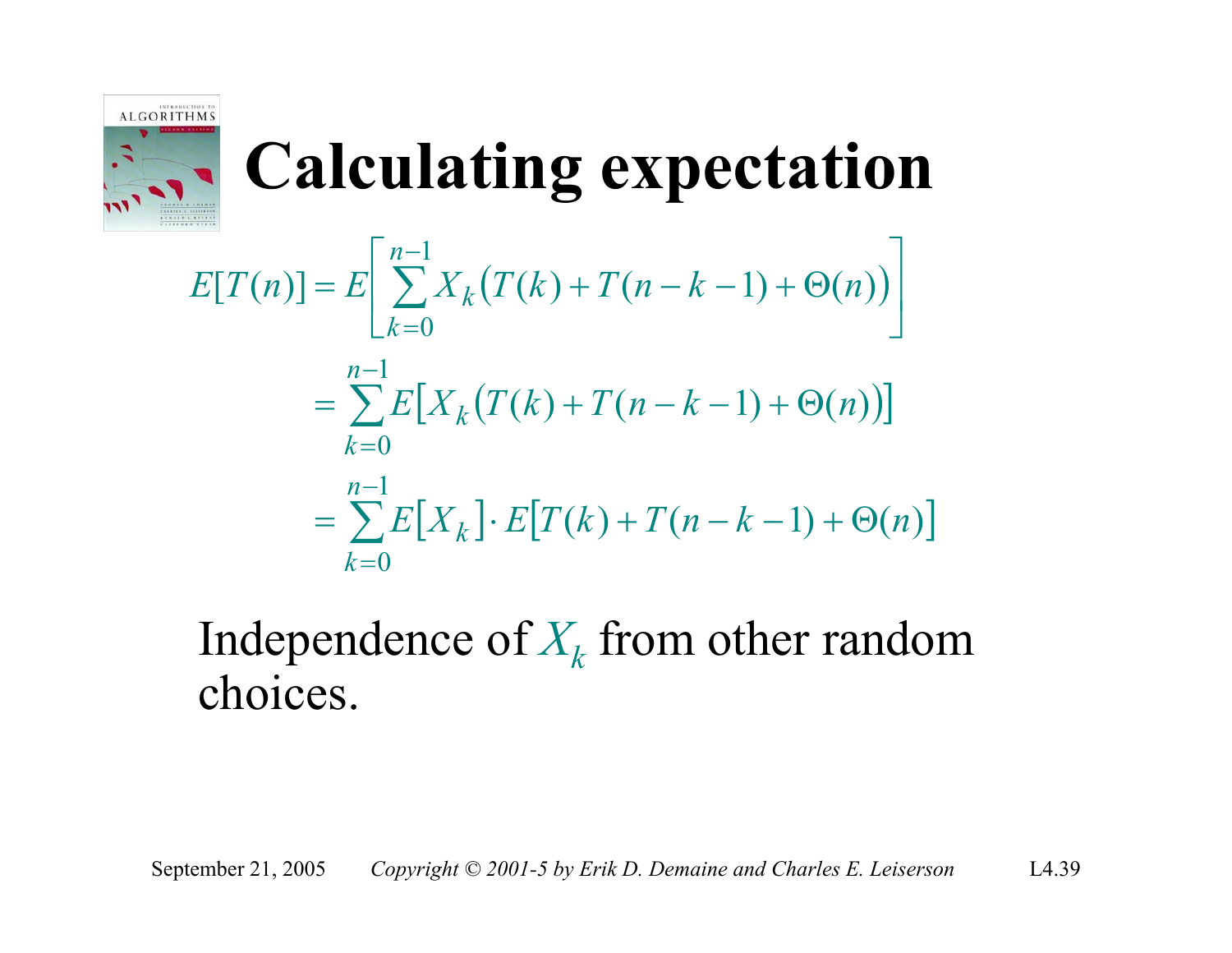# Calculating expectation

$$E[T(n)] = E\left[\sum_{k=0}^{n-1} X_k\big(T(k) + T(n-k-1) + \Theta(n)\big)\right]$$

$$= \sum_{k=0}^{n-1} E\big[X_k\big(T(k) + T(n-k-1) + \Theta(n)\big)\big]$$

$$= \sum_{k=0}^{n-1} E[X_k] \cdot E[T(k) + T(n-k-1) + \Theta(n)]$$

Independence of $X_k$ from other random choices.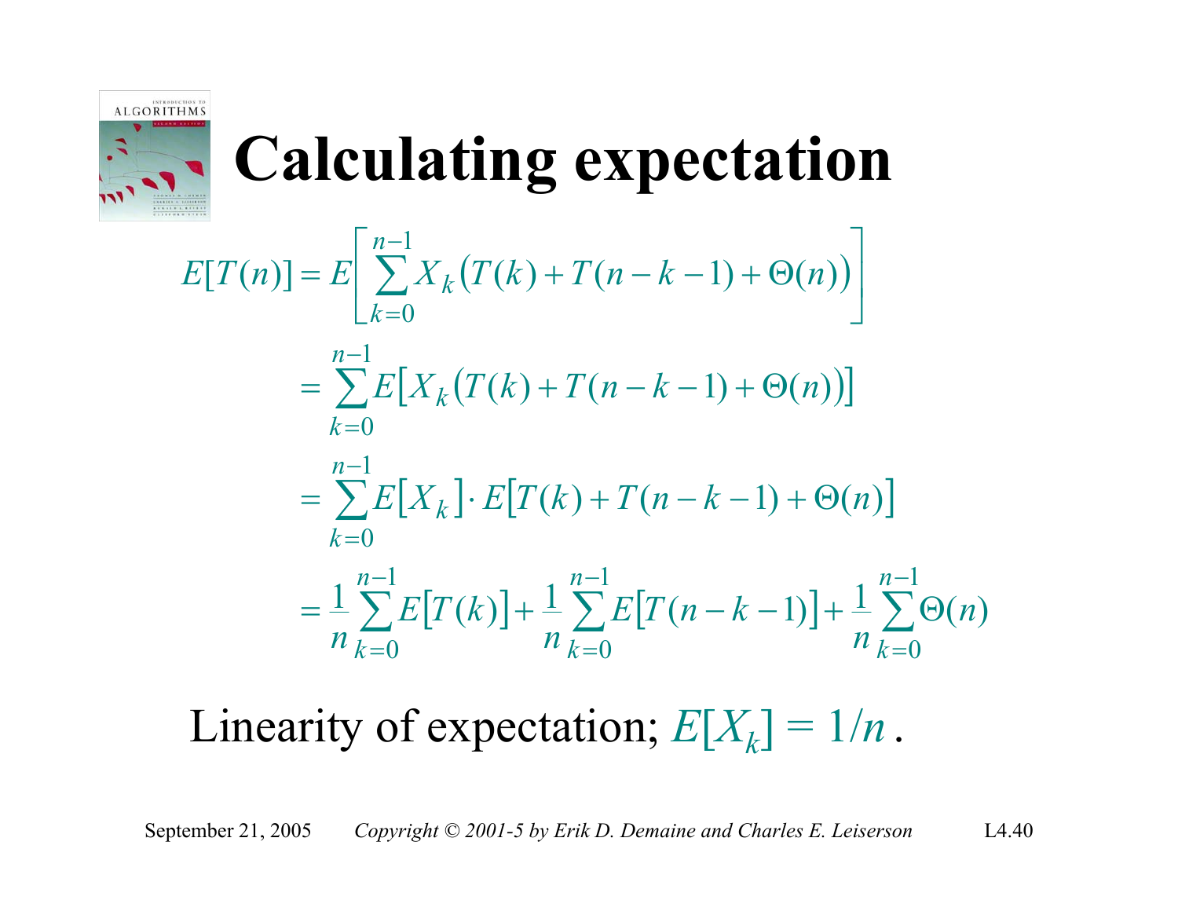# Calculating expectation

$$
\begin{aligned}
E[T(n)] &= E\left[\sum_{k=0}^{n-1} X_k\big(T(k) + T(n-k-1) + \Theta(n)\big)\right] \\
&= \sum_{k=0}^{n-1} E\big[X_k\big(T(k) + T(n-k-1) + \Theta(n)\big)\big] \\
&= \sum_{k=0}^{n-1} E[X_k] \cdot E[T(k) + T(n-k-1) + \Theta(n)] \\
&= \frac{1}{n}\sum_{k=0}^{n-1} E[T(k)] + \frac{1}{n}\sum_{k=0}^{n-1} E[T(n-k-1)] + \frac{1}{n}\sum_{k=0}^{n-1} \Theta(n)
\end{aligned}
$$

Linearity of expectation; $E[X_k] = 1/n$ .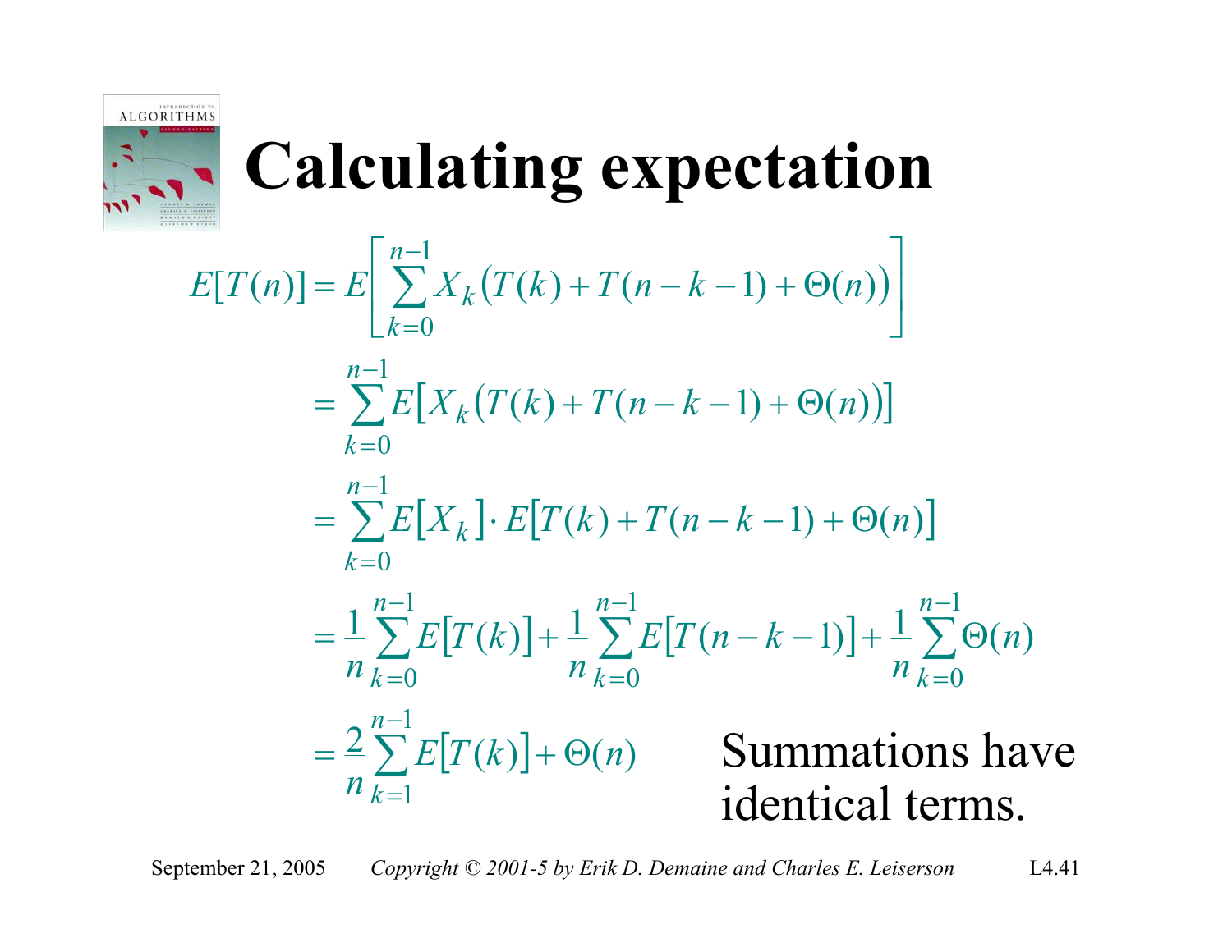# Calculating expectation

$$
\begin{aligned}
E[T(n)] &= E\left[\sum_{k=0}^{n-1} X_k\big(T(k) + T(n-k-1) + \Theta(n)\big)\right] \\
&= \sum_{k=0}^{n-1} E\big[X_k\big(T(k) + T(n-k-1) + \Theta(n)\big)\big] \\
&= \sum_{k=0}^{n-1} E[X_k] \cdot E[T(k) + T(n-k-1) + \Theta(n)] \\
&= \frac{1}{n}\sum_{k=0}^{n-1} E[T(k)] + \frac{1}{n}\sum_{k=0}^{n-1} E[T(n-k-1)] + \frac{1}{n}\sum_{k=0}^{n-1} \Theta(n) \\
&= \frac{2}{n}\sum_{k=1}^{n-1} E[T(k)] + \Theta(n)
\end{aligned}
$$

Summations have identical terms.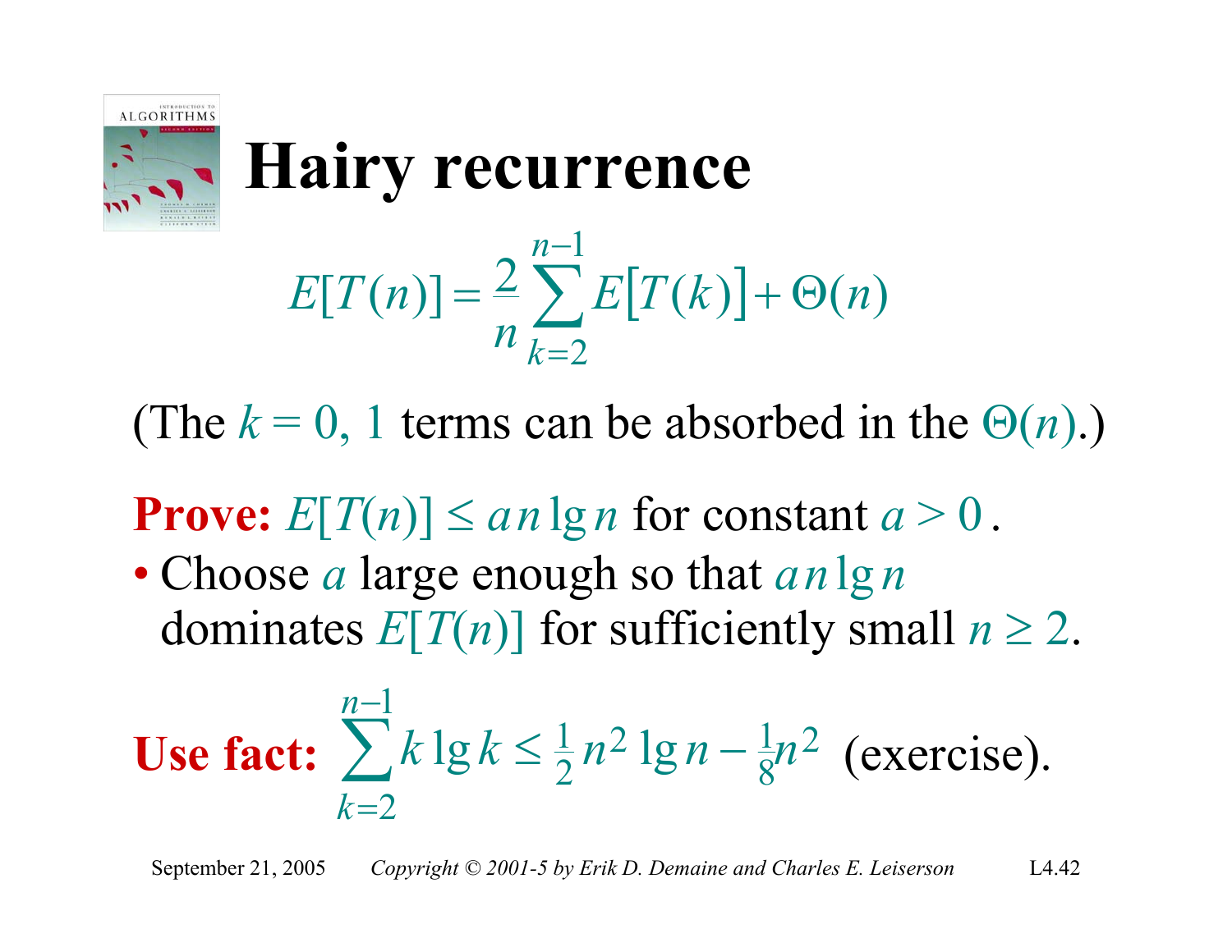# Hairy recurrence

$$E[T(n)] = \frac{2}{n} \sum_{k=2}^{n-1} E[T(k)] + \Theta(n)$$

(The $k = 0, 1$ terms can be absorbed in the $\Theta(n)$.)

**Prove:** $E[T(n)] \le a n \lg n$ for constant $a > 0$.

- Choose $a$ large enough so that $a n \lg n$ dominates $E[T(n)]$ for sufficiently small $n \ge 2$.

**Use fact:** $\sum_{k=2}^{n-1} k \lg k \le \frac{1}{2} n^2 \lg n - \frac{1}{8} n^2$ (exercise).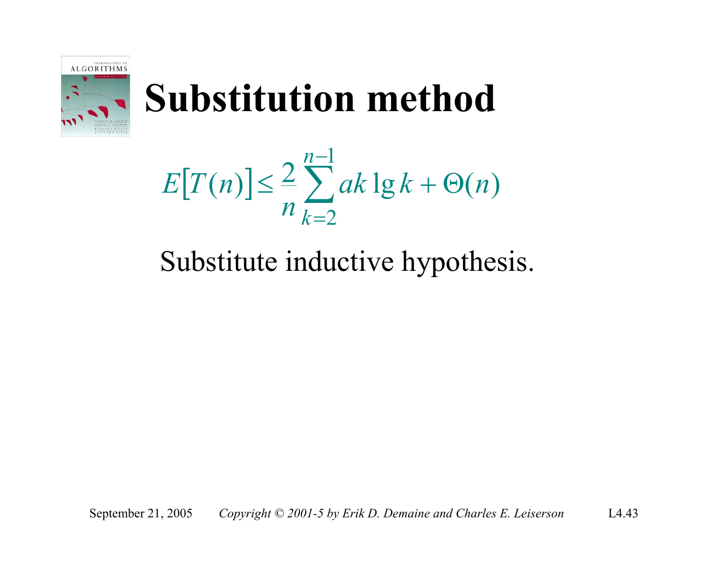# Substitution method

$$E[T(n)] \leq \frac{2}{n}\sum_{k=2}^{n-1} ak \lg k + \Theta(n)$$

Substitute inductive hypothesis.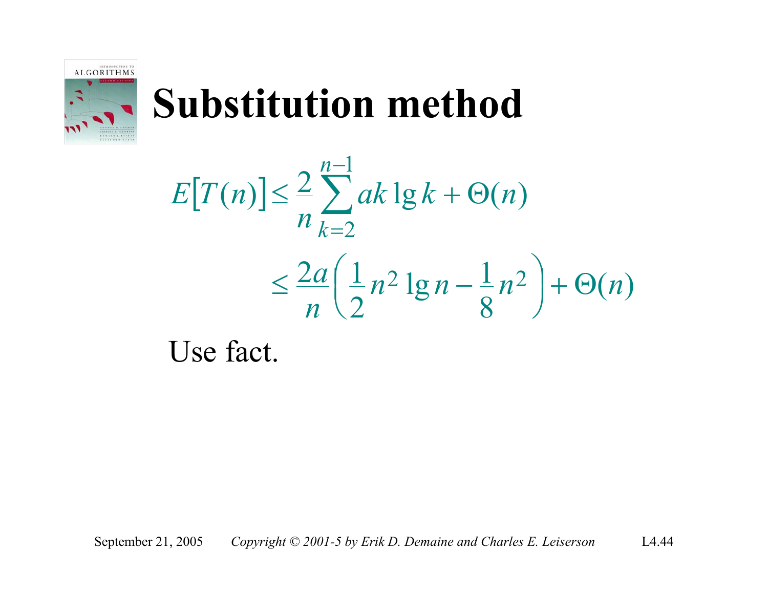# Substitution method

$$
\begin{aligned}
E[T(n)] &\leq \frac{2}{n}\sum_{k=2}^{n-1} ak \lg k + \Theta(n) \\
&\leq \frac{2a}{n}\left(\frac{1}{2}n^2 \lg n - \frac{1}{8}n^2\right) + \Theta(n)
\end{aligned}
$$

Use fact.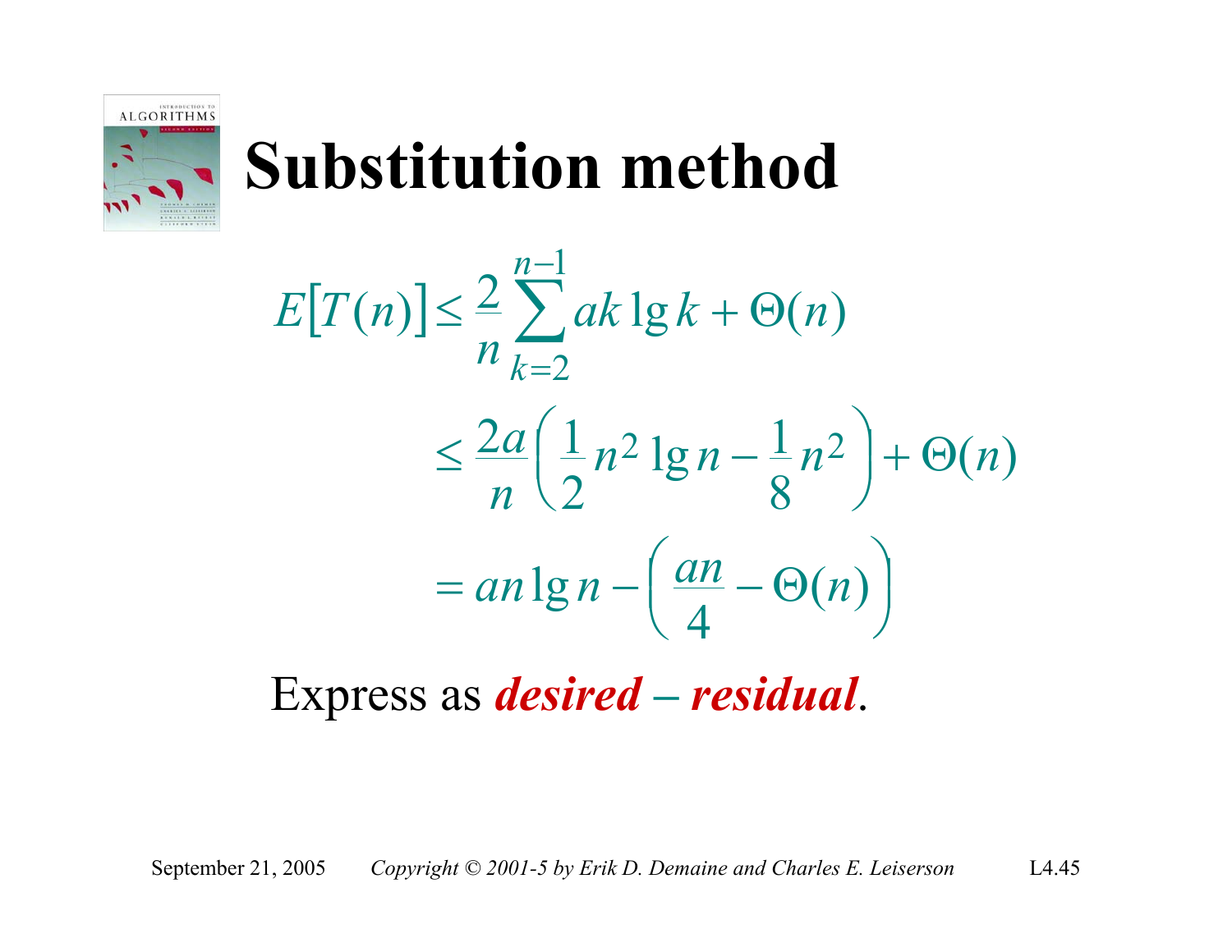# Substitution method

$$
\begin{aligned}
E[T(n)] &\le \frac{2}{n}\sum_{k=2}^{n-1} ak\lg k + \Theta(n) \\
&\le \frac{2a}{n}\left(\frac{1}{2}n^2\lg n - \frac{1}{8}n^2\right) + \Theta(n) \\
&= an\lg n - \left(\frac{an}{4} - \Theta(n)\right)
\end{aligned}
$$

Express as ***desired – residual***.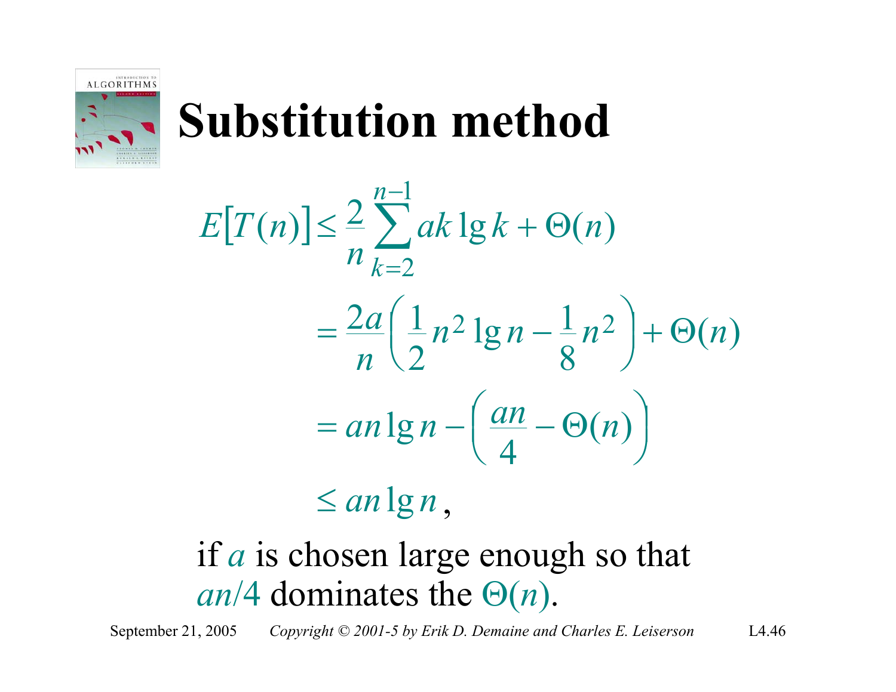# Substitution method

$$
\begin{aligned}
E[T(n)] &\le \frac{2}{n}\sum_{k=2}^{n-1} ak\lg k + \Theta(n) \\
&= \frac{2a}{n}\left(\frac{1}{2}n^2\lg n - \frac{1}{8}n^2\right) + \Theta(n) \\
&= an\lg n - \left(\frac{an}{4} - \Theta(n)\right) \\
&\le an\lg n\,,
\end{aligned}
$$

if $a$ is chosen large enough so that $an/4$ dominates the $\Theta(n)$.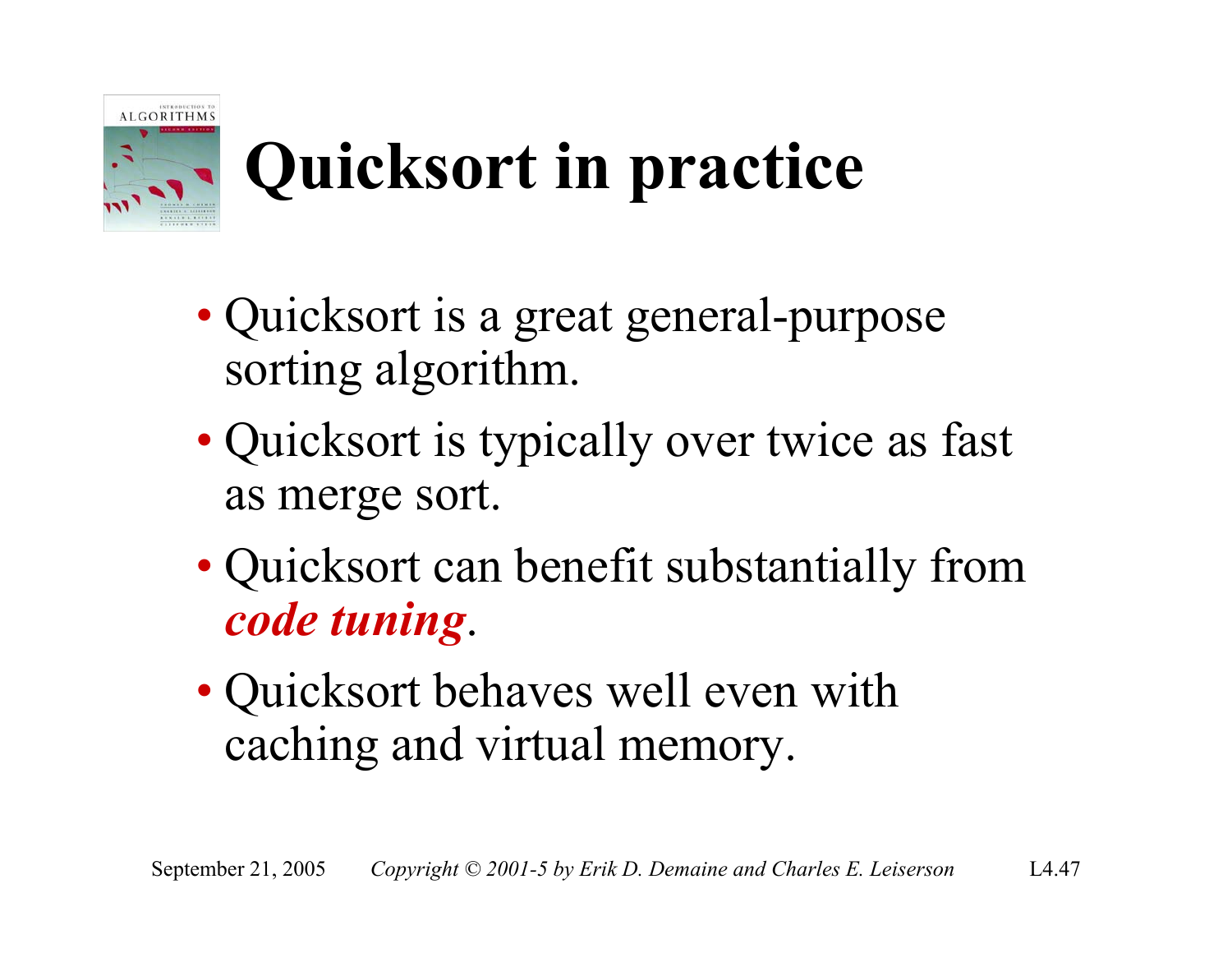# Quicksort in practice

- Quicksort is a great general-purpose sorting algorithm.
- Quicksort is typically over twice as fast as merge sort.
- Quicksort can benefit substantially from ***code tuning***.
- Quicksort behaves well even with caching and virtual memory.